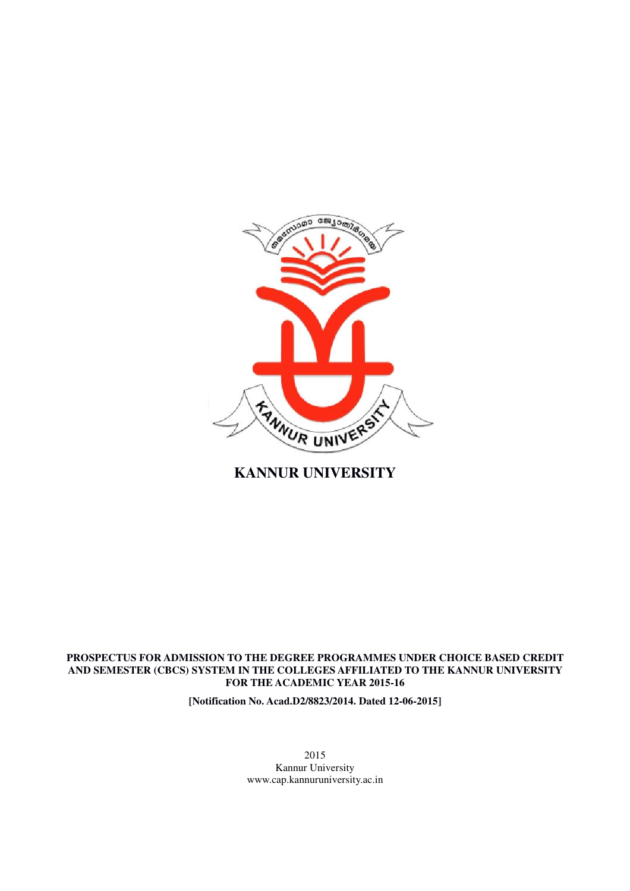# KANNUR UNIVERSITY

**PROSPECTUS FOR ADMISSION TO THE DEGREE PROGRAMMES UNDER CHOICE BASED CREDIT AND SEMESTER (CBCS) SYSTEM IN THE COLLEGES AFFILIATED TO THE KANNUR UNIVERSITY FOR THE ACADEMIC YEAR 2015-16**

**[Notification No. Acad.D2/8823/2014. Dated 12-06-2015]**

2015
Kannur University
www.cap.kannuruniversity.ac.in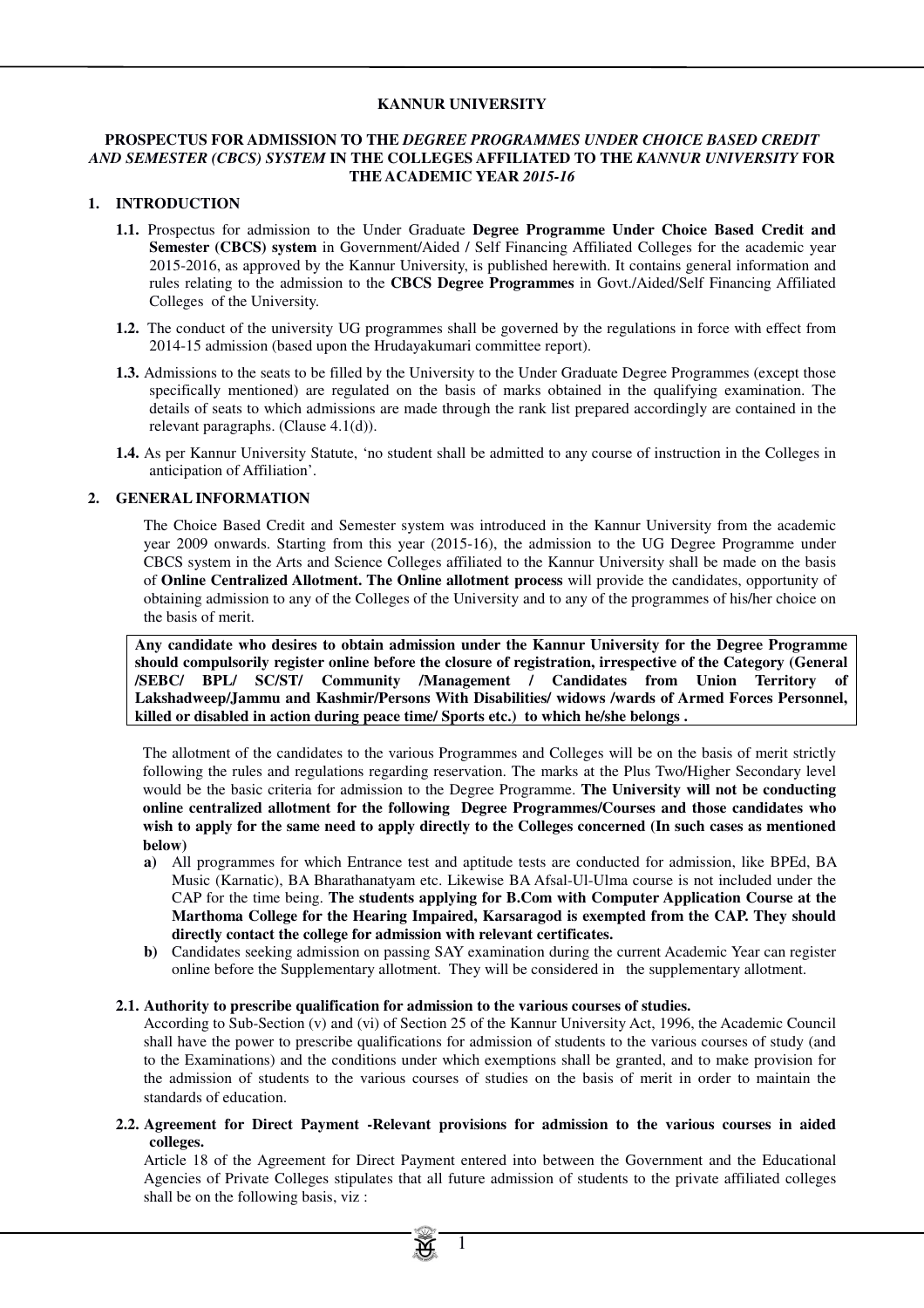**KANNUR UNIVERSITY**

**PROSPECTUS FOR ADMISSION TO THE *DEGREE PROGRAMMES UNDER CHOICE BASED CREDIT AND SEMESTER (CBCS) SYSTEM* IN THE COLLEGES AFFILIATED TO THE *KANNUR UNIVERSITY* FOR THE ACADEMIC YEAR *2015-16***

## 1. INTRODUCTION

**1.1.** Prospectus for admission to the Under Graduate **Degree Programme Under Choice Based Credit and Semester (CBCS) system** in Government/Aided / Self Financing Affiliated Colleges for the academic year 2015-2016, as approved by the Kannur University, is published herewith. It contains general information and rules relating to the admission to the **CBCS Degree Programmes** in Govt./Aided/Self Financing Affiliated Colleges of the University.

**1.2.** The conduct of the university UG programmes shall be governed by the regulations in force with effect from 2014-15 admission (based upon the Hrudayakumari committee report).

**1.3.** Admissions to the seats to be filled by the University to the Under Graduate Degree Programmes (except those specifically mentioned) are regulated on the basis of marks obtained in the qualifying examination. The details of seats to which admissions are made through the rank list prepared accordingly are contained in the relevant paragraphs. (Clause 4.1(d)).

**1.4.** As per Kannur University Statute, 'no student shall be admitted to any course of instruction in the Colleges in anticipation of Affiliation'.

## 2. GENERAL INFORMATION

The Choice Based Credit and Semester system was introduced in the Kannur University from the academic year 2009 onwards. Starting from this year (2015-16), the admission to the UG Degree Programme under CBCS system in the Arts and Science Colleges affiliated to the Kannur University shall be made on the basis of **Online Centralized Allotment. The Online allotment process** will provide the candidates, opportunity of obtaining admission to any of the Colleges of the University and to any of the programmes of his/her choice on the basis of merit.

**Any candidate who desires to obtain admission under the Kannur University for the Degree Programme should compulsorily register online before the closure of registration, irrespective of the Category (General /SEBC/ BPL/ SC/ST/ Community /Management / Candidates from Union Territory of Lakshadweep/Jammu and Kashmir/Persons With Disabilities/ widows /wards of Armed Forces Personnel, killed or disabled in action during peace time/ Sports etc.) to which he/she belongs .**

The allotment of the candidates to the various Programmes and Colleges will be on the basis of merit strictly following the rules and regulations regarding reservation. The marks at the Plus Two/Higher Secondary level would be the basic criteria for admission to the Degree Programme. **The University will not be conducting online centralized allotment for the following Degree Programmes/Courses and those candidates who wish to apply for the same need to apply directly to the Colleges concerned (In such cases as mentioned below)**

**a)** All programmes for which Entrance test and aptitude tests are conducted for admission, like BPEd, BA Music (Karnatic), BA Bharathanatyam etc. Likewise BA Afsal-Ul-Ulma course is not included under the CAP for the time being. **The students applying for B.Com with Computer Application Course at the Marthoma College for the Hearing Impaired, Karsaragod is exempted from the CAP. They should directly contact the college for admission with relevant certificates.**

**b)** Candidates seeking admission on passing SAY examination during the current Academic Year can register online before the Supplementary allotment. They will be considered in the supplementary allotment.

### 2.1. Authority to prescribe qualification for admission to the various courses of studies.

According to Sub-Section (v) and (vi) of Section 25 of the Kannur University Act, 1996, the Academic Council shall have the power to prescribe qualifications for admission of students to the various courses of study (and to the Examinations) and the conditions under which exemptions shall be granted, and to make provision for the admission of students to the various courses of studies on the basis of merit in order to maintain the standards of education.

### 2.2. Agreement for Direct Payment -Relevant provisions for admission to the various courses in aided colleges.

Article 18 of the Agreement for Direct Payment entered into between the Government and the Educational Agencies of Private Colleges stipulates that all future admission of students to the private affiliated colleges shall be on the following basis, viz :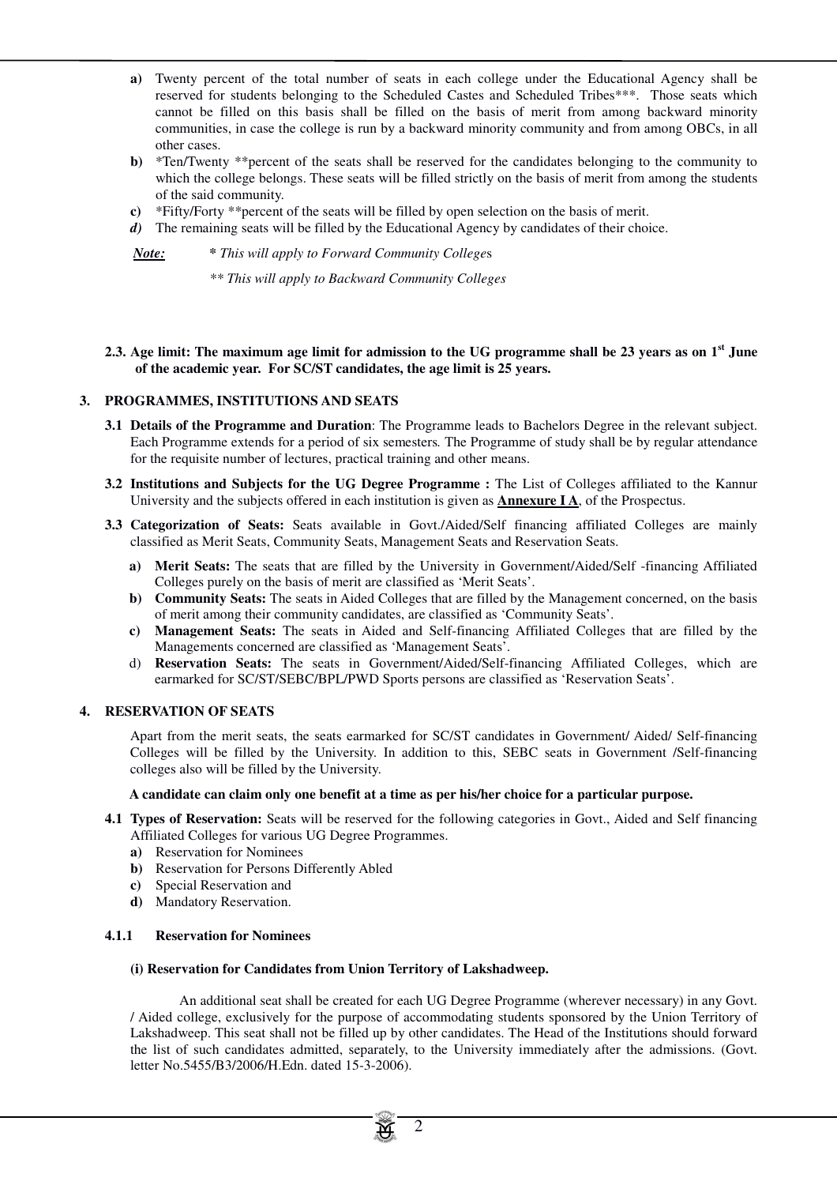**a)** Twenty percent of the total number of seats in each college under the Educational Agency shall be reserved for students belonging to the Scheduled Castes and Scheduled Tribes***. Those seats which cannot be filled on this basis shall be filled on the basis of merit from among backward minority communities, in case the college is run by a backward minority community and from among OBCs, in all other cases.

**b)** *Ten/Twenty **percent of the seats shall be reserved for the candidates belonging to the community to which the college belongs. These seats will be filled strictly on the basis of merit from among the students of the said community.

**c)** *Fifty/Forty **percent of the seats will be filled by open selection on the basis of merit.

***d)*** The remaining seats will be filled by the Educational Agency by candidates of their choice.

***Note:*** **\*** *This will apply to Forward Community Colleges*

*\*\* This will apply to Backward Community Colleges*

**2.3. Age limit: The maximum age limit for admission to the UG programme shall be 23 years as on 1st June of the academic year. For SC/ST candidates, the age limit is 25 years.**

## 3. PROGRAMMES, INSTITUTIONS AND SEATS

**3.1 Details of the Programme and Duration**: The Programme leads to Bachelors Degree in the relevant subject. Each Programme extends for a period of six semesters. The Programme of study shall be by regular attendance for the requisite number of lectures, practical training and other means.

**3.2 Institutions and Subjects for the UG Degree Programme :** The List of Colleges affiliated to the Kannur University and the subjects offered in each institution is given as **Annexure I A**, of the Prospectus.

**3.3 Categorization of Seats:** Seats available in Govt./Aided/Self financing affiliated Colleges are mainly classified as Merit Seats, Community Seats, Management Seats and Reservation Seats.

**a)** **Merit Seats:** The seats that are filled by the University in Government/Aided/Self -financing Affiliated Colleges purely on the basis of merit are classified as 'Merit Seats'.

**b)** **Community Seats:** The seats in Aided Colleges that are filled by the Management concerned, on the basis of merit among their community candidates, are classified as 'Community Seats'.

**c)** **Management Seats:** The seats in Aided and Self-financing Affiliated Colleges that are filled by the Managements concerned are classified as 'Management Seats'.

d) **Reservation Seats:** The seats in Government/Aided/Self-financing Affiliated Colleges, which are earmarked for SC/ST/SEBC/BPL/PWD Sports persons are classified as 'Reservation Seats'.

## 4. RESERVATION OF SEATS

Apart from the merit seats, the seats earmarked for SC/ST candidates in Government/ Aided/ Self-financing Colleges will be filled by the University. In addition to this, SEBC seats in Government /Self-financing colleges also will be filled by the University.

**A candidate can claim only one benefit at a time as per his/her choice for a particular purpose.**

**4.1 Types of Reservation:** Seats will be reserved for the following categories in Govt., Aided and Self financing Affiliated Colleges for various UG Degree Programmes.

**a)** Reservation for Nominees
**b)** Reservation for Persons Differently Abled
**c)** Special Reservation and
**d)** Mandatory Reservation.

### 4.1.1 Reservation for Nominees

**(i) Reservation for Candidates from Union Territory of Lakshadweep.**

An additional seat shall be created for each UG Degree Programme (wherever necessary) in any Govt. / Aided college, exclusively for the purpose of accommodating students sponsored by the Union Territory of Lakshadweep. This seat shall not be filled up by other candidates. The Head of the Institutions should forward the list of such candidates admitted, separately, to the University immediately after the admissions. (Govt. letter No.5455/B3/2006/H.Edn. dated 15-3-2006).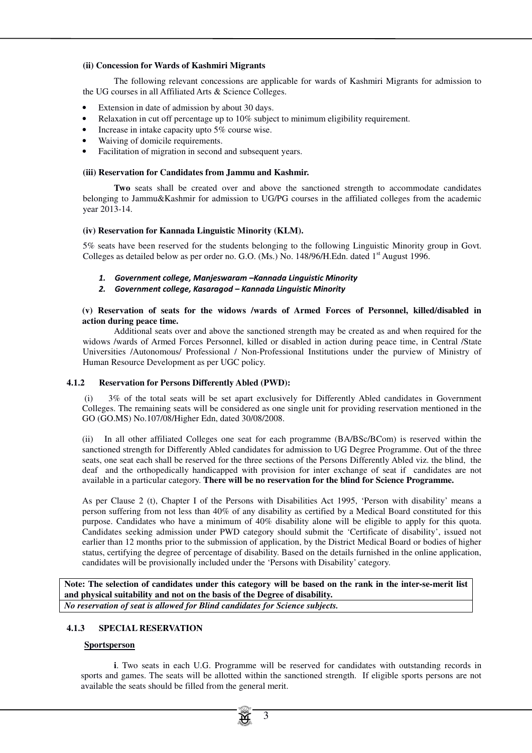**(ii) Concession for Wards of Kashmiri Migrants**

The following relevant concessions are applicable for wards of Kashmiri Migrants for admission to the UG courses in all Affiliated Arts & Science Colleges.

- Extension in date of admission by about 30 days.
- Relaxation in cut off percentage up to 10% subject to minimum eligibility requirement.
- Increase in intake capacity upto 5% course wise.
- Waiving of domicile requirements.
- Facilitation of migration in second and subsequent years.

**(iii) Reservation for Candidates from Jammu and Kashmir.**

**Two** seats shall be created over and above the sanctioned strength to accommodate candidates belonging to Jammu&Kashmir for admission to UG/PG courses in the affiliated colleges from the academic year 2013-14.

**(iv) Reservation for Kannada Linguistic Minority (KLM).**

5% seats have been reserved for the students belonging to the following Linguistic Minority group in Govt. Colleges as detailed below as per order no. G.O. (Ms.) No. 148/96/H.Edn. dated 1st August 1996.

1. ***Government college, Manjeswaram –Kannada Linguistic Minority***
2. ***Government college, Kasaragod – Kannada Linguistic Minority***

**(v) Reservation of seats for the widows /wards of Armed Forces of Personnel, killed/disabled in action during peace time.**

Additional seats over and above the sanctioned strength may be created as and when required for the widows /wards of Armed Forces Personnel, killed or disabled in action during peace time, in Central /State Universities /Autonomous/ Professional / Non-Professional Institutions under the purview of Ministry of Human Resource Development as per UGC policy.

**4.1.2 Reservation for Persons Differently Abled (PWD):**

(i) 3% of the total seats will be set apart exclusively for Differently Abled candidates in Government Colleges. The remaining seats will be considered as one single unit for providing reservation mentioned in the GO (GO.MS) No.107/08/Higher Edn, dated 30/08/2008.

(ii) In all other affiliated Colleges one seat for each programme (BA/BSc/BCom) is reserved within the sanctioned strength for Differently Abled candidates for admission to UG Degree Programme. Out of the three seats, one seat each shall be reserved for the three sections of the Persons Differently Abled viz. the blind, the deaf and the orthopedically handicapped with provision for inter exchange of seat if candidates are not available in a particular category. **There will be no reservation for the blind for Science Programme.**

As per Clause 2 (t), Chapter I of the Persons with Disabilities Act 1995, 'Person with disability' means a person suffering from not less than 40% of any disability as certified by a Medical Board constituted for this purpose. Candidates who have a minimum of 40% disability alone will be eligible to apply for this quota. Candidates seeking admission under PWD category should submit the 'Certificate of disability', issued not earlier than 12 months prior to the submission of application, by the District Medical Board or bodies of higher status, certifying the degree of percentage of disability. Based on the details furnished in the online application, candidates will be provisionally included under the 'Persons with Disability' category.

**Note: The selection of candidates under this category will be based on the rank in the inter-se-merit list and physical suitability and not on the basis of the Degree of disability.**
***No reservation of seat is allowed for Blind candidates for Science subjects.***

**4.1.3 SPECIAL RESERVATION**

**Sportsperson**

**i**. Two seats in each U.G. Programme will be reserved for candidates with outstanding records in sports and games. The seats will be allotted within the sanctioned strength. If eligible sports persons are not available the seats should be filled from the general merit.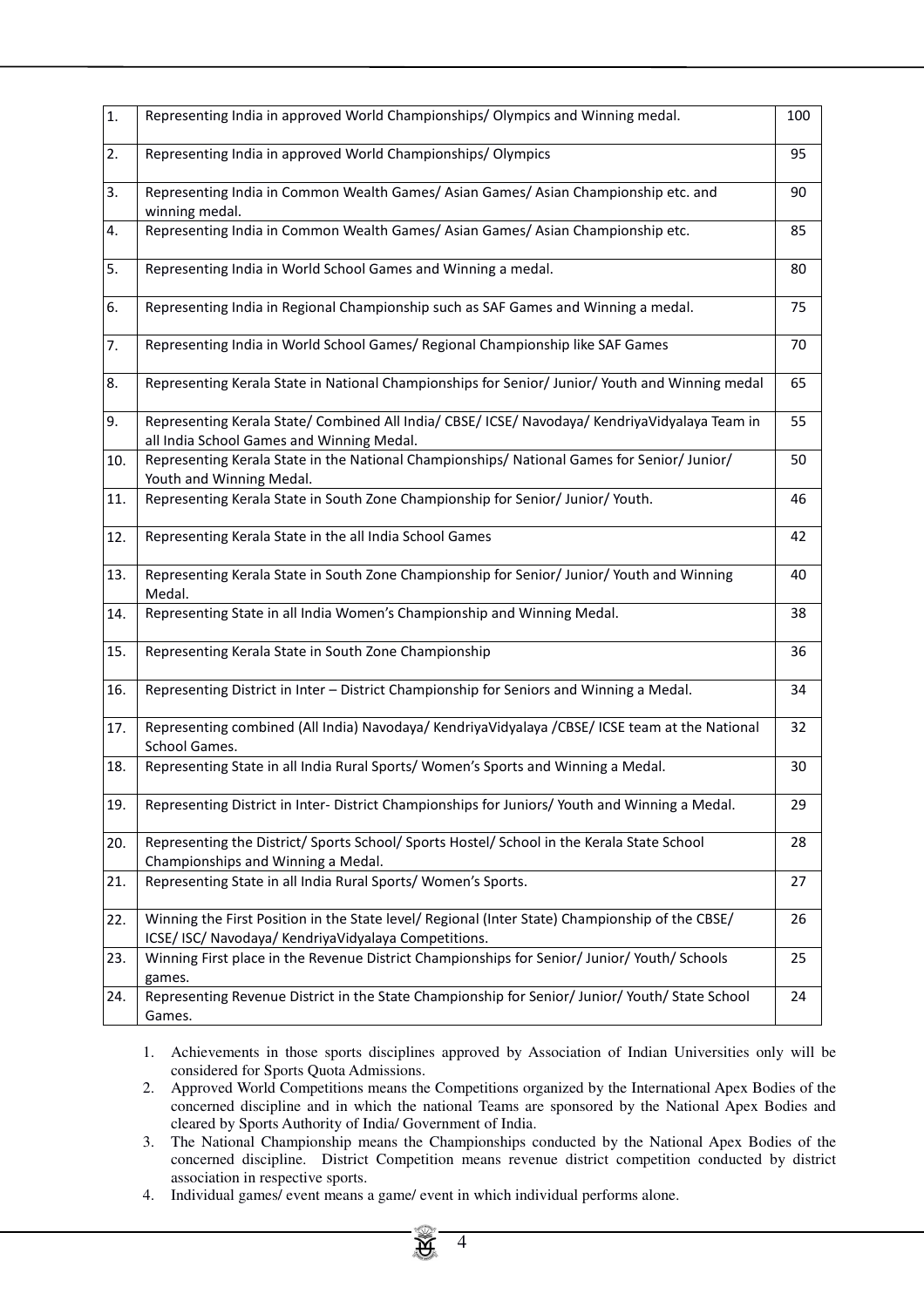| 1. | Representing India in approved World Championships/ Olympics and Winning medal. | 100 |
|---|---|---|
| 2. | Representing India in approved World Championships/ Olympics | 95 |
| 3. | Representing India in Common Wealth Games/ Asian Games/ Asian Championship etc. and winning medal. | 90 |
| 4. | Representing India in Common Wealth Games/ Asian Games/ Asian Championship etc. | 85 |
| 5. | Representing India in World School Games and Winning a medal. | 80 |
| 6. | Representing India in Regional Championship such as SAF Games and Winning a medal. | 75 |
| 7. | Representing India in World School Games/ Regional Championship like SAF Games | 70 |
| 8. | Representing Kerala State in National Championships for Senior/ Junior/ Youth and Winning medal | 65 |
| 9. | Representing Kerala State/ Combined All India/ CBSE/ ICSE/ Navodaya/ KendriyaVidyalaya Team in all India School Games and Winning Medal. | 55 |
| 10. | Representing Kerala State in the National Championships/ National Games for Senior/ Junior/ Youth and Winning Medal. | 50 |
| 11. | Representing Kerala State in South Zone Championship for Senior/ Junior/ Youth. | 46 |
| 12. | Representing Kerala State in the all India School Games | 42 |
| 13. | Representing Kerala State in South Zone Championship for Senior/ Junior/ Youth and Winning Medal. | 40 |
| 14. | Representing State in all India Women's Championship and Winning Medal. | 38 |
| 15. | Representing Kerala State in South Zone Championship | 36 |
| 16. | Representing District in Inter – District Championship for Seniors and Winning a Medal. | 34 |
| 17. | Representing combined (All India) Navodaya/ KendriyaVidyalaya /CBSE/ ICSE team at the National School Games. | 32 |
| 18. | Representing State in all India Rural Sports/ Women's Sports and Winning a Medal. | 30 |
| 19. | Representing District in Inter- District Championships for Juniors/ Youth and Winning a Medal. | 29 |
| 20. | Representing the District/ Sports School/ Sports Hostel/ School in the Kerala State School Championships and Winning a Medal. | 28 |
| 21. | Representing State in all India Rural Sports/ Women's Sports. | 27 |
| 22. | Winning the First Position in the State level/ Regional (Inter State) Championship of the CBSE/ ICSE/ ISC/ Navodaya/ KendriyaVidyalaya Competitions. | 26 |
| 23. | Winning First place in the Revenue District Championships for Senior/ Junior/ Youth/ Schools games. | 25 |
| 24. | Representing Revenue District in the State Championship for Senior/ Junior/ Youth/ State School Games. | 24 |

1. Achievements in those sports disciplines approved by Association of Indian Universities only will be considered for Sports Quota Admissions.
2. Approved World Competitions means the Competitions organized by the International Apex Bodies of the concerned discipline and in which the national Teams are sponsored by the National Apex Bodies and cleared by Sports Authority of India/ Government of India.
3. The National Championship means the Championships conducted by the National Apex Bodies of the concerned discipline. District Competition means revenue district competition conducted by district association in respective sports.
4. Individual games/ event means a game/ event in which individual performs alone.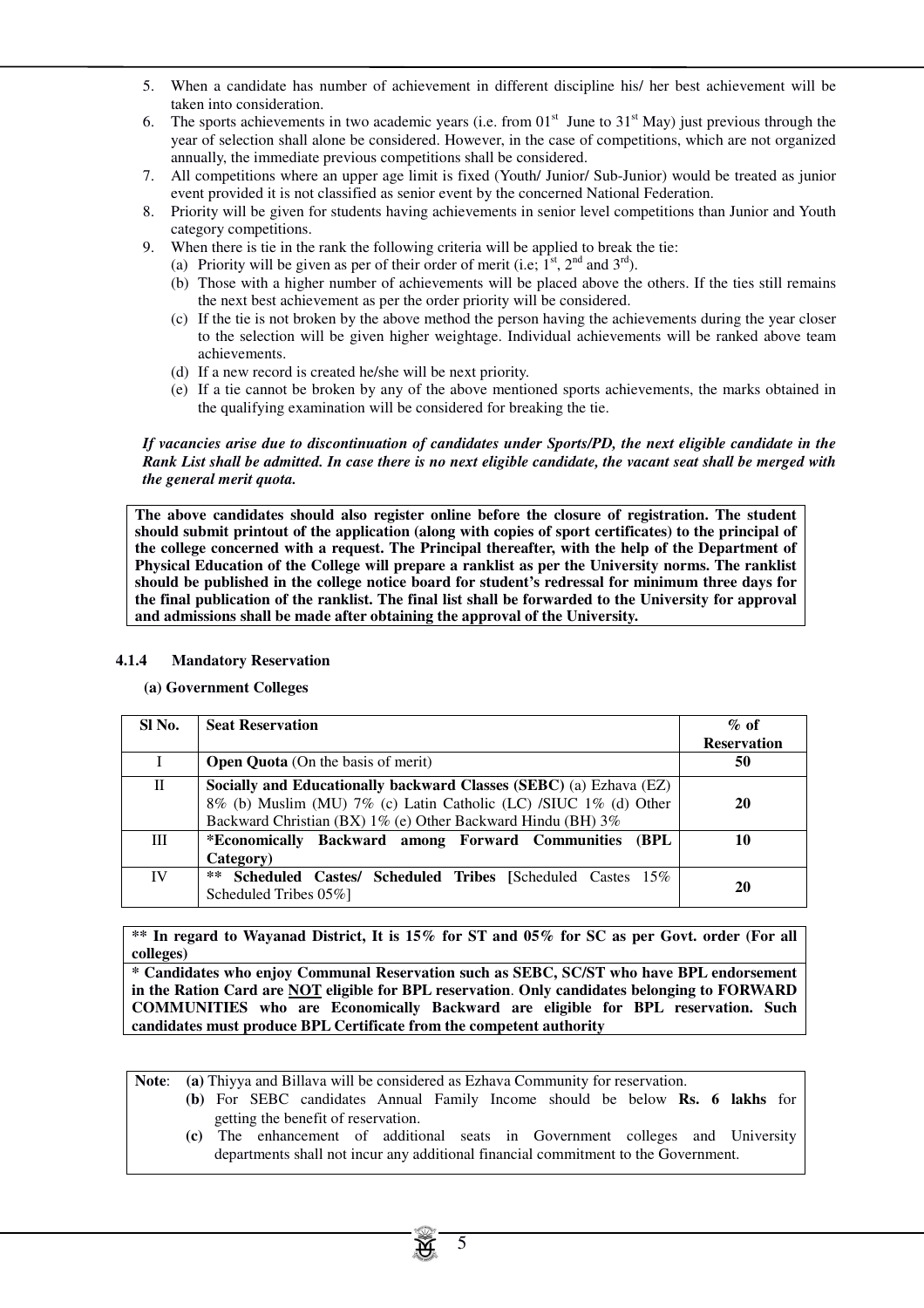5. When a candidate has number of achievement in different discipline his/ her best achievement will be taken into consideration.
6. The sports achievements in two academic years (i.e. from 01st June to 31st May) just previous through the year of selection shall alone be considered. However, in the case of competitions, which are not organized annually, the immediate previous competitions shall be considered.
7. All competitions where an upper age limit is fixed (Youth/ Junior/ Sub-Junior) would be treated as junior event provided it is not classified as senior event by the concerned National Federation.
8. Priority will be given for students having achievements in senior level competitions than Junior and Youth category competitions.
9. When there is tie in the rank the following criteria will be applied to break the tie:
   (a) Priority will be given as per of their order of merit (i.e; 1st, 2nd and 3rd).
   (b) Those with a higher number of achievements will be placed above the others. If the ties still remains the next best achievement as per the order priority will be considered.
   (c) If the tie is not broken by the above method the person having the achievements during the year closer to the selection will be given higher weightage. Individual achievements will be ranked above team achievements.
   (d) If a new record is created he/she will be next priority.
   (e) If a tie cannot be broken by any of the above mentioned sports achievements, the marks obtained in the qualifying examination will be considered for breaking the tie.

***If vacancies arise due to discontinuation of candidates under Sports/PD, the next eligible candidate in the Rank List shall be admitted. In case there is no next eligible candidate, the vacant seat shall be merged with the general merit quota.***

**The above candidates should also register online before the closure of registration. The student should submit printout of the application (along with copies of sport certificates) to the principal of the college concerned with a request. The Principal thereafter, with the help of the Department of Physical Education of the College will prepare a ranklist as per the University norms. The ranklist should be published in the college notice board for student's redressal for minimum three days for the final publication of the ranklist. The final list shall be forwarded to the University for approval and admissions shall be made after obtaining the approval of the University.**

#### 4.1.4 Mandatory Reservation

**(a) Government Colleges**

| Sl No. | Seat Reservation | % of Reservation |
|---|---|---|
| I | **Open Quota** (On the basis of merit) | **50** |
| II | **Socially and Educationally backward Classes (SEBC)** (a) Ezhava (EZ) 8% (b) Muslim (MU) 7% (c) Latin Catholic (LC) /SIUC 1% (d) Other Backward Christian (BX) 1% (e) Other Backward Hindu (BH) 3% | **20** |
| III | **\*Economically Backward among Forward Communities (BPL Category)** | **10** |
| IV | **\*\* Scheduled Castes/ Scheduled Tribes [**Scheduled Castes 15% Scheduled Tribes 05%] | **20** |

**\*\* In regard to Wayanad District, It is 15% for ST and 05% for SC as per Govt. order (For all colleges)**

**\* Candidates who enjoy Communal Reservation such as SEBC, SC/ST who have BPL endorsement in the Ration Card are <u>NOT</u> eligible for BPL reservation. Only candidates belonging to FORWARD COMMUNITIES who are Economically Backward are eligible for BPL reservation. Such candidates must produce BPL Certificate from the competent authority**

**Note**: **(a)** Thiyya and Billava will be considered as Ezhava Community for reservation.
**(b)** For SEBC candidates Annual Family Income should be below **Rs. 6 lakhs** for getting the benefit of reservation.
**(c)** The enhancement of additional seats in Government colleges and University departments shall not incur any additional financial commitment to the Government.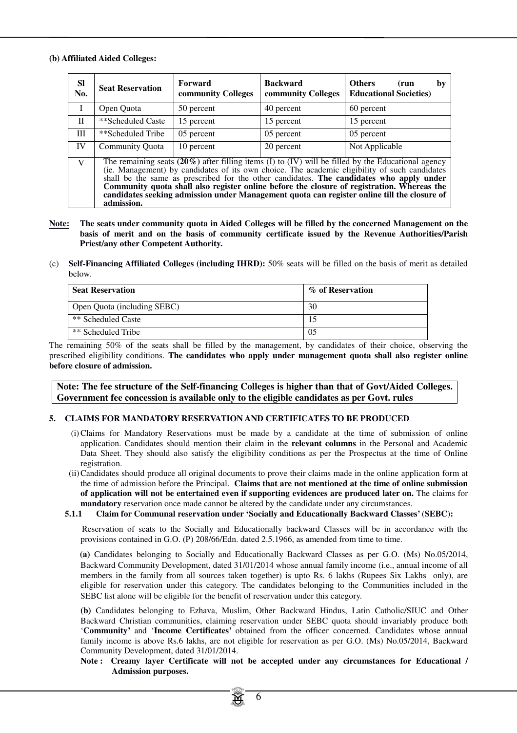**(b) Affiliated Aided Colleges:**

| Sl No. | Seat Reservation | Forward community Colleges | Backward community Colleges | Others (run by Educational Societies) |
|---|---|---|---|---|
| I | Open Quota | 50 percent | 40 percent | 60 percent |
| II | **Scheduled Caste | 15 percent | 15 percent | 15 percent |
| III | **Scheduled Tribe | 05 percent | 05 percent | 05 percent |
| IV | Community Quota | 10 percent | 20 percent | Not Applicable |
| V | The remaining seats **(20%)** after filling items (I) to (IV) will be filled by the Educational agency (ie. Management) by candidates of its own choice. The academic eligibility of such candidates shall be the same as prescribed for the other candidates. **The candidates who apply under Community quota shall also register online before the closure of registration. Whereas the candidates seeking admission under Management quota can register online till the closure of admission.** | | | |

**Note:** **The seats under community quota in Aided Colleges will be filled by the concerned Management on the basis of merit and on the basis of community certificate issued by the Revenue Authorities/Parish Priest/any other Competent Authority.**

(c) **Self-Financing Affiliated Colleges (including IHRD):** 50% seats will be filled on the basis of merit as detailed below.

| Seat Reservation | % of Reservation |
|---|---|
| Open Quota (including SEBC) | 30 |
| ** Scheduled Caste | 15 |
| ** Scheduled Tribe | 05 |

The remaining 50% of the seats shall be filled by the management, by candidates of their choice, observing the prescribed eligibility conditions. **The candidates who apply under management quota shall also register online before closure of admission.**

**Note: The fee structure of the Self-financing Colleges is higher than that of Govt/Aided Colleges. Government fee concession is available only to the eligible candidates as per Govt. rules**

## 5. CLAIMS FOR MANDATORY RESERVATION AND CERTIFICATES TO BE PRODUCED

(i) Claims for Mandatory Reservations must be made by a candidate at the time of submission of online application. Candidates should mention their claim in the **relevant columns** in the Personal and Academic Data Sheet. They should also satisfy the eligibility conditions as per the Prospectus at the time of Online registration.

(ii) Candidates should produce all original documents to prove their claims made in the online application form at the time of admission before the Principal. **Claims that are not mentioned at the time of online submission of application will not be entertained even if supporting evidences are produced later on.** The claims for **mandatory** reservation once made cannot be altered by the candidate under any circumstances.

### 5.1.1 Claim for Communal reservation under 'Socially and Educationally Backward Classes' (SEBC):

Reservation of seats to the Socially and Educationally backward Classes will be in accordance with the provisions contained in G.O. (P) 208/66/Edn. dated 2.5.1966, as amended from time to time.

**(a)** Candidates belonging to Socially and Educationally Backward Classes as per G.O. (Ms) No.05/2014, Backward Community Development, dated 31/01/2014 whose annual family income (i.e., annual income of all members in the family from all sources taken together) is upto Rs. 6 lakhs (Rupees Six Lakhs only), are eligible for reservation under this category. The candidates belonging to the Communities included in the SEBC list alone will be eligible for the benefit of reservation under this category.

**(b)** Candidates belonging to Ezhava, Muslim, Other Backward Hindus, Latin Catholic/SIUC and Other Backward Christian communities, claiming reservation under SEBC quota should invariably produce both '**Community'** and '**Income Certificates'** obtained from the officer concerned. Candidates whose annual family income is above Rs.6 lakhs, are not eligible for reservation as per G.O. (Ms) No.05/2014, Backward Community Development, dated 31/01/2014.

**Note : Creamy layer Certificate will not be accepted under any circumstances for Educational / Admission purposes.**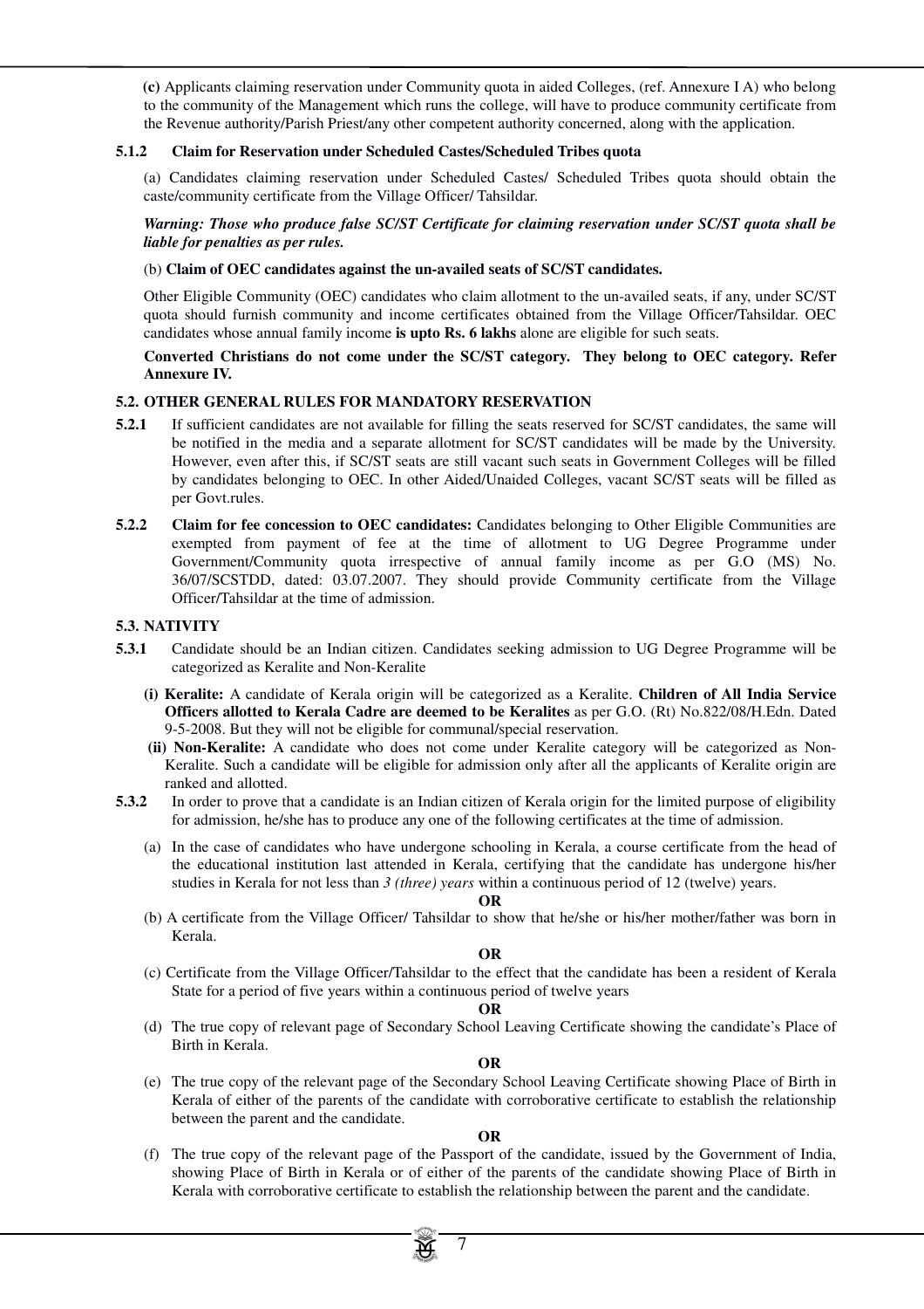**(c)** Applicants claiming reservation under Community quota in aided Colleges, (ref. Annexure I A) who belong to the community of the Management which runs the college, will have to produce community certificate from the Revenue authority/Parish Priest/any other competent authority concerned, along with the application.

#### 5.1.2 Claim for Reservation under Scheduled Castes/Scheduled Tribes quota

(a) Candidates claiming reservation under Scheduled Castes/ Scheduled Tribes quota should obtain the caste/community certificate from the Village Officer/ Tahsildar.

***Warning: Those who produce false SC/ST Certificate for claiming reservation under SC/ST quota shall be liable for penalties as per rules.***

(b) **Claim of OEC candidates against the un-availed seats of SC/ST candidates.**

Other Eligible Community (OEC) candidates who claim allotment to the un-availed seats, if any, under SC/ST quota should furnish community and income certificates obtained from the Village Officer/Tahsildar. OEC candidates whose annual family income **is upto Rs. 6 lakhs** alone are eligible for such seats.

**Converted Christians do not come under the SC/ST category. They belong to OEC category. Refer Annexure IV.**

### 5.2. OTHER GENERAL RULES FOR MANDATORY RESERVATION

**5.2.1** If sufficient candidates are not available for filling the seats reserved for SC/ST candidates, the same will be notified in the media and a separate allotment for SC/ST candidates will be made by the University. However, even after this, if SC/ST seats are still vacant such seats in Government Colleges will be filled by candidates belonging to OEC. In other Aided/Unaided Colleges, vacant SC/ST seats will be filled as per Govt.rules.

**5.2.2** **Claim for fee concession to OEC candidates:** Candidates belonging to Other Eligible Communities are exempted from payment of fee at the time of allotment to UG Degree Programme under Government/Community quota irrespective of annual family income as per G.O (MS) No. 36/07/SCSTDD, dated: 03.07.2007. They should provide Community certificate from the Village Officer/Tahsildar at the time of admission.

### 5.3. NATIVITY

**5.3.1** Candidate should be an Indian citizen. Candidates seeking admission to UG Degree Programme will be categorized as Keralite and Non-Keralite

**(i) Keralite:** A candidate of Kerala origin will be categorized as a Keralite. **Children of All India Service Officers allotted to Kerala Cadre are deemed to be Keralites** as per G.O. (Rt) No.822/08/H.Edn. Dated 9-5-2008. But they will not be eligible for communal/special reservation.

**(ii) Non-Keralite:** A candidate who does not come under Keralite category will be categorized as Non-Keralite. Such a candidate will be eligible for admission only after all the applicants of Keralite origin are ranked and allotted.

**5.3.2** In order to prove that a candidate is an Indian citizen of Kerala origin for the limited purpose of eligibility for admission, he/she has to produce any one of the following certificates at the time of admission.

(a) In the case of candidates who have undergone schooling in Kerala, a course certificate from the head of the educational institution last attended in Kerala, certifying that the candidate has undergone his/her studies in Kerala for not less than *3 (three) years* within a continuous period of 12 (twelve) years.

**OR**

(b) A certificate from the Village Officer/ Tahsildar to show that he/she or his/her mother/father was born in Kerala.

**OR**

(c) Certificate from the Village Officer/Tahsildar to the effect that the candidate has been a resident of Kerala State for a period of five years within a continuous period of twelve years

**OR**

(d) The true copy of relevant page of Secondary School Leaving Certificate showing the candidate's Place of Birth in Kerala.

**OR**

(e) The true copy of the relevant page of the Secondary School Leaving Certificate showing Place of Birth in Kerala of either of the parents of the candidate with corroborative certificate to establish the relationship between the parent and the candidate.

**OR**

(f) The true copy of the relevant page of the Passport of the candidate, issued by the Government of India, showing Place of Birth in Kerala or of either of the parents of the candidate showing Place of Birth in Kerala with corroborative certificate to establish the relationship between the parent and the candidate.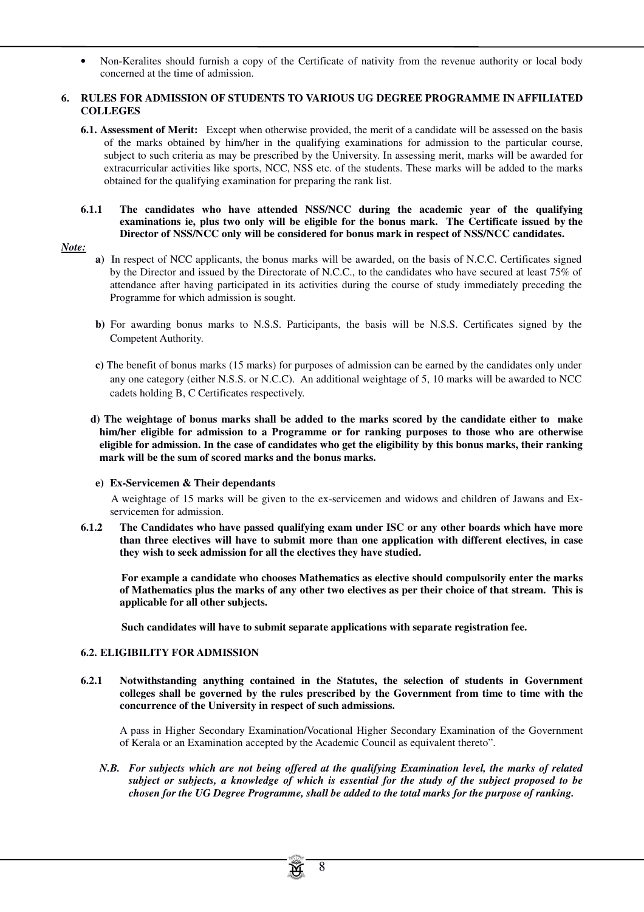- Non-Keralites should furnish a copy of the Certificate of nativity from the revenue authority or local body concerned at the time of admission.

## 6. RULES FOR ADMISSION OF STUDENTS TO VARIOUS UG DEGREE PROGRAMME IN AFFILIATED COLLEGES

**6.1. Assessment of Merit:** Except when otherwise provided, the merit of a candidate will be assessed on the basis of the marks obtained by him/her in the qualifying examinations for admission to the particular course, subject to such criteria as may be prescribed by the University. In assessing merit, marks will be awarded for extracurricular activities like sports, NCC, NSS etc. of the students. These marks will be added to the marks obtained for the qualifying examination for preparing the rank list.

**6.1.1 The candidates who have attended NSS/NCC during the academic year of the qualifying examinations ie, plus two only will be eligible for the bonus mark. The Certificate issued by the Director of NSS/NCC only will be considered for bonus mark in respect of NSS/NCC candidates.**

***Note:***

**a)** In respect of NCC applicants, the bonus marks will be awarded, on the basis of N.C.C. Certificates signed by the Director and issued by the Directorate of N.C.C., to the candidates who have secured at least 75% of attendance after having participated in its activities during the course of study immediately preceding the Programme for which admission is sought.

**b)** For awarding bonus marks to N.S.S. Participants, the basis will be N.S.S. Certificates signed by the Competent Authority.

**c)** The benefit of bonus marks (15 marks) for purposes of admission can be earned by the candidates only under any one category (either N.S.S. or N.C.C). An additional weightage of 5, 10 marks will be awarded to NCC cadets holding B, C Certificates respectively.

**d) The weightage of bonus marks shall be added to the marks scored by the candidate either to make him/her eligible for admission to a Programme or for ranking purposes to those who are otherwise eligible for admission. In the case of candidates who get the eligibility by this bonus marks, their ranking mark will be the sum of scored marks and the bonus marks.**

**e) Ex-Servicemen & Their dependants**

A weightage of 15 marks will be given to the ex-servicemen and widows and children of Jawans and Ex-servicemen for admission.

**6.1.2 The Candidates who have passed qualifying exam under ISC or any other boards which have more than three electives will have to submit more than one application with different electives, in case they wish to seek admission for all the electives they have studied.**

**For example a candidate who chooses Mathematics as elective should compulsorily enter the marks of Mathematics plus the marks of any other two electives as per their choice of that stream. This is applicable for all other subjects.**

**Such candidates will have to submit separate applications with separate registration fee.**

### 6.2. ELIGIBILITY FOR ADMISSION

**6.2.1 Notwithstanding anything contained in the Statutes, the selection of students in Government colleges shall be governed by the rules prescribed by the Government from time to time with the concurrence of the University in respect of such admissions.**

A pass in Higher Secondary Examination/Vocational Higher Secondary Examination of the Government of Kerala or an Examination accepted by the Academic Council as equivalent thereto".

***N.B. For subjects which are not being offered at the qualifying Examination level, the marks of related subject or subjects, a knowledge of which is essential for the study of the subject proposed to be chosen for the UG Degree Programme, shall be added to the total marks for the purpose of ranking.***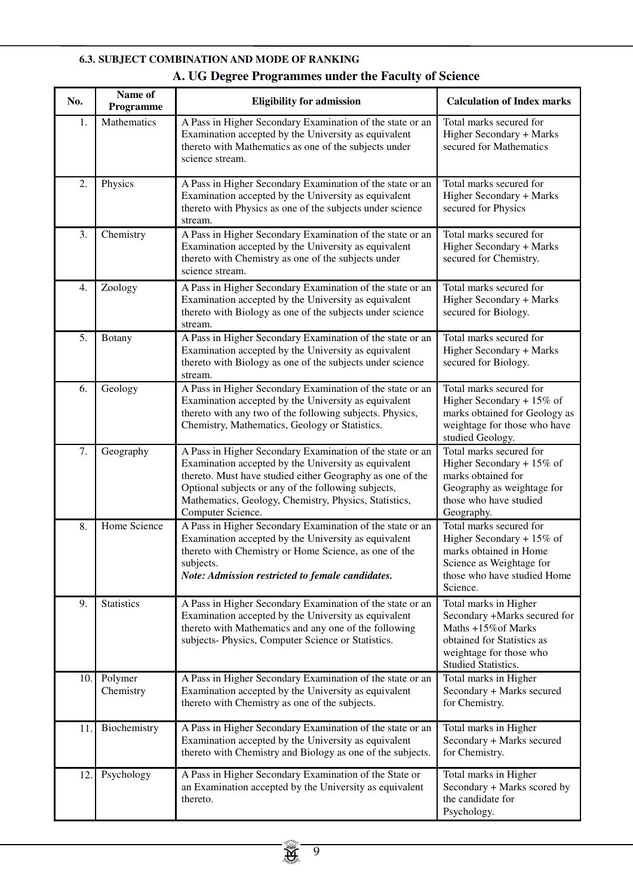#### 6.3. SUBJECT COMBINATION AND MODE OF RANKING

### A. UG Degree Programmes under the Faculty of Science

| No. | Name of Programme | Eligibility for admission | Calculation of Index marks |
|---|---|---|---|
| 1. | Mathematics | A Pass in Higher Secondary Examination of the state or an Examination accepted by the University as equivalent thereto with Mathematics as one of the subjects under science stream. | Total marks secured for Higher Secondary + Marks secured for Mathematics |
| 2. | Physics | A Pass in Higher Secondary Examination of the state or an Examination accepted by the University as equivalent thereto with Physics as one of the subjects under science stream. | Total marks secured for Higher Secondary + Marks secured for Physics |
| 3. | Chemistry | A Pass in Higher Secondary Examination of the state or an Examination accepted by the University as equivalent thereto with Chemistry as one of the subjects under science stream. | Total marks secured for Higher Secondary + Marks secured for Chemistry. |
| 4. | Zoology | A Pass in Higher Secondary Examination of the state or an Examination accepted by the University as equivalent thereto with Biology as one of the subjects under science stream. | Total marks secured for Higher Secondary + Marks secured for Biology. |
| 5. | Botany | A Pass in Higher Secondary Examination of the state or an Examination accepted by the University as equivalent thereto with Biology as one of the subjects under science stream. | Total marks secured for Higher Secondary + Marks secured for Biology. |
| 6. | Geology | A Pass in Higher Secondary Examination of the state or an Examination accepted by the University as equivalent thereto with any two of the following subjects. Physics, Chemistry, Mathematics, Geology or Statistics. | Total marks secured for Higher Secondary + 15% of marks obtained for Geology as weightage for those who have studied Geology. |
| 7. | Geography | A Pass in Higher Secondary Examination of the state or an Examination accepted by the University as equivalent thereto. Must have studied either Geography as one of the Optional subjects or any of the following subjects, Mathematics, Geology, Chemistry, Physics, Statistics, Computer Science. | Total marks secured for Higher Secondary + 15% of marks obtained for Geography as weightage for those who have studied Geography. |
| 8. | Home Science | A Pass in Higher Secondary Examination of the state or an Examination accepted by the University as equivalent thereto with Chemistry or Home Science, as one of the subjects.<br>***Note: Admission restricted to female candidates.*** | Total marks secured for Higher Secondary + 15% of marks obtained in Home Science as Weightage for those who have studied Home Science. |
| 9. | Statistics | A Pass in Higher Secondary Examination of the state or an Examination accepted by the University as equivalent thereto with Mathematics and any one of the following subjects- Physics, Computer Science or Statistics. | Total marks in Higher Secondary +Marks secured for Maths +15%of Marks obtained for Statistics as weightage for those who Studied Statistics. |
| 10. | Polymer Chemistry | A Pass in Higher Secondary Examination of the state or an Examination accepted by the University as equivalent thereto with Chemistry as one of the subjects. | Total marks in Higher Secondary + Marks secured for Chemistry. |
| 11. | Biochemistry | A Pass in Higher Secondary Examination of the state or an Examination accepted by the University as equivalent thereto with Chemistry and Biology as one of the subjects. | Total marks in Higher Secondary + Marks secured for Chemistry. |
| 12. | Psychology | A Pass in Higher Secondary Examination of the State or an Examination accepted by the University as equivalent thereto. | Total marks in Higher Secondary + Marks scored by the candidate for Psychology. |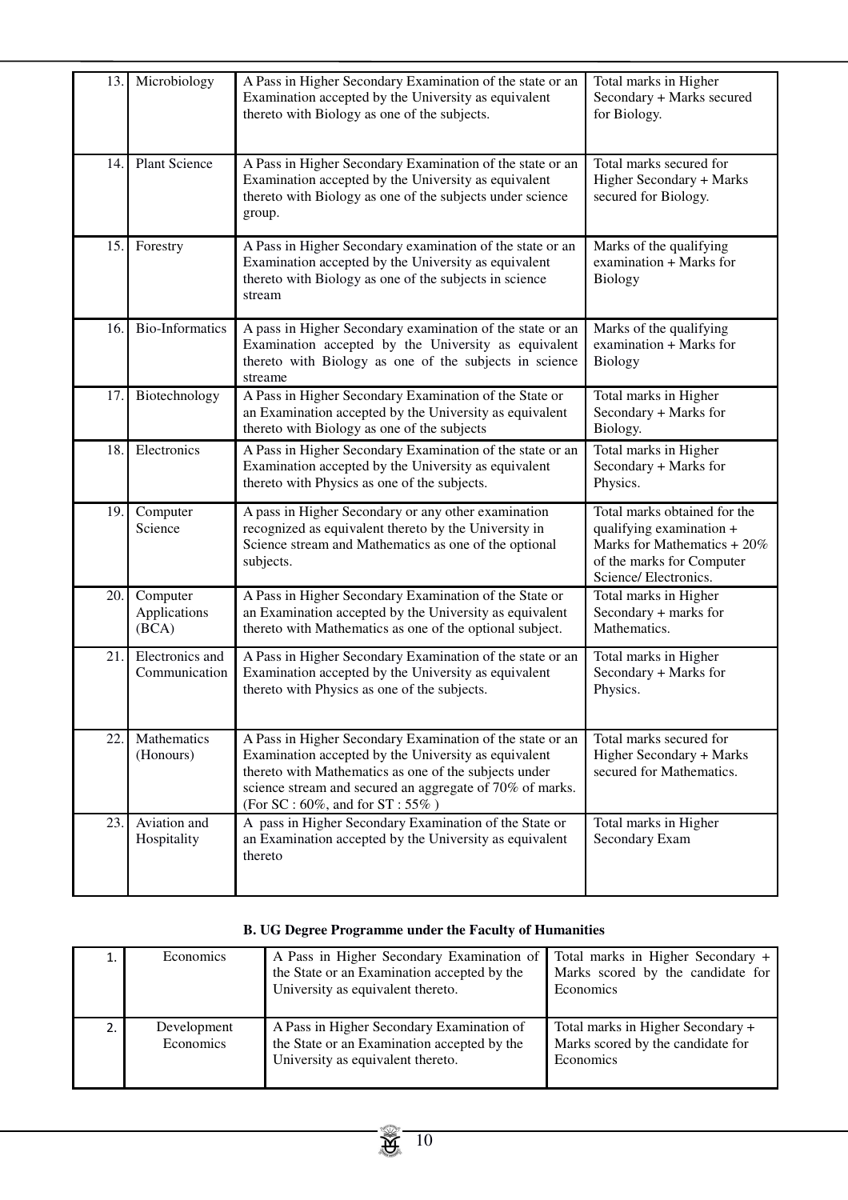| | | | |
|---|---|---|---|
| 13. | Microbiology | A Pass in Higher Secondary Examination of the state or an Examination accepted by the University as equivalent thereto with Biology as one of the subjects. | Total marks in Higher Secondary + Marks secured for Biology. |
| 14. | Plant Science | A Pass in Higher Secondary Examination of the state or an Examination accepted by the University as equivalent thereto with Biology as one of the subjects under science group. | Total marks secured for Higher Secondary + Marks secured for Biology. |
| 15. | Forestry | A Pass in Higher Secondary examination of the state or an Examination accepted by the University as equivalent thereto with Biology as one of the subjects in science stream | Marks of the qualifying examination + Marks for Biology |
| 16. | Bio-Informatics | A pass in Higher Secondary examination of the state or an Examination accepted by the University as equivalent thereto with Biology as one of the subjects in science streame | Marks of the qualifying examination + Marks for Biology |
| 17. | Biotechnology | A Pass in Higher Secondary Examination of the State or an Examination accepted by the University as equivalent thereto with Biology as one of the subjects | Total marks in Higher Secondary + Marks for Biology. |
| 18. | Electronics | A Pass in Higher Secondary Examination of the state or an Examination accepted by the University as equivalent thereto with Physics as one of the subjects. | Total marks in Higher Secondary + Marks for Physics. |
| 19. | Computer Science | A pass in Higher Secondary or any other examination recognized as equivalent thereto by the University in Science stream and Mathematics as one of the optional subjects. | Total marks obtained for the qualifying examination + Marks for Mathematics + 20% of the marks for Computer Science/ Electronics. |
| 20. | Computer Applications (BCA) | A Pass in Higher Secondary Examination of the State or an Examination accepted by the University as equivalent thereto with Mathematics as one of the optional subject. | Total marks in Higher Secondary + marks for Mathematics. |
| 21. | Electronics and Communication | A Pass in Higher Secondary Examination of the state or an Examination accepted by the University as equivalent thereto with Physics as one of the subjects. | Total marks in Higher Secondary + Marks for Physics. |
| 22. | Mathematics (Honours) | A Pass in Higher Secondary Examination of the state or an Examination accepted by the University as equivalent thereto with Mathematics as one of the subjects under science stream and secured an aggregate of 70% of marks. (For SC : 60%, and for ST : 55% ) | Total marks secured for Higher Secondary + Marks secured for Mathematics. |
| 23. | Aviation and Hospitality | A pass in Higher Secondary Examination of the State or an Examination accepted by the University as equivalent thereto | Total marks in Higher Secondary Exam |

**B. UG Degree Programme under the Faculty of Humanities**

| | | | |
|---|---|---|---|
| 1. | Economics | A Pass in Higher Secondary Examination of the State or an Examination accepted by the University as equivalent thereto. | Total marks in Higher Secondary + Marks scored by the candidate for Economics |
| 2. | Development Economics | A Pass in Higher Secondary Examination of the State or an Examination accepted by the University as equivalent thereto. | Total marks in Higher Secondary + Marks scored by the candidate for Economics |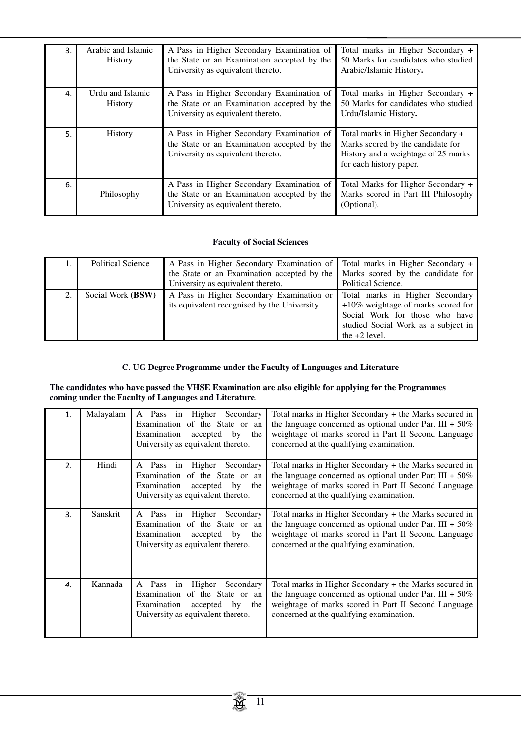| | | | |
|---|---|---|---|
| 3. | Arabic and Islamic History | A Pass in Higher Secondary Examination of the State or an Examination accepted by the University as equivalent thereto. | Total marks in Higher Secondary + 50 Marks for candidates who studied Arabic/Islamic History**.** |
| 4. | Urdu and Islamic History | A Pass in Higher Secondary Examination of the State or an Examination accepted by the University as equivalent thereto. | Total marks in Higher Secondary + 50 Marks for candidates who studied Urdu/Islamic History**.** |
| 5. | History | A Pass in Higher Secondary Examination of the State or an Examination accepted by the University as equivalent thereto. | Total marks in Higher Secondary + Marks scored by the candidate for History and a weightage of 25 marks for each history paper. |
| 6. | Philosophy | A Pass in Higher Secondary Examination of the State or an Examination accepted by the University as equivalent thereto. | Total Marks for Higher Secondary + Marks scored in Part III Philosophy (Optional). |

### Faculty of Social Sciences

| | | | |
|---|---|---|---|
| 1. | Political Science | A Pass in Higher Secondary Examination of the State or an Examination accepted by the University as equivalent thereto. | Total marks in Higher Secondary + Marks scored by the candidate for Political Science. |
| 2. | Social Work **(BSW)** | A Pass in Higher Secondary Examination or its equivalent recognised by the University | Total marks in Higher Secondary +10% weightage of marks scored for Social Work for those who have studied Social Work as a subject in the +2 level. |

### C. UG Degree Programme under the Faculty of Languages and Literature

**The candidates who have passed the VHSE Examination are also eligible for applying for the Programmes coming under the Faculty of Languages and Literature**.

| | | | |
|---|---|---|---|
| 1. | Malayalam | A Pass in Higher Secondary Examination of the State or an Examination accepted by the University as equivalent thereto. | Total marks in Higher Secondary + the Marks secured in the language concerned as optional under Part III + 50% weightage of marks scored in Part II Second Language concerned at the qualifying examination. |
| 2. | Hindi | A Pass in Higher Secondary Examination of the State or an Examination accepted by the University as equivalent thereto. | Total marks in Higher Secondary + the Marks secured in the language concerned as optional under Part III + 50% weightage of marks scored in Part II Second Language concerned at the qualifying examination. |
| 3. | Sanskrit | A Pass in Higher Secondary Examination of the State or an Examination accepted by the University as equivalent thereto. | Total marks in Higher Secondary + the Marks secured in the language concerned as optional under Part III + 50% weightage of marks scored in Part II Second Language concerned at the qualifying examination. |
| 4. | Kannada | A Pass in Higher Secondary Examination of the State or an Examination accepted by the University as equivalent thereto. | Total marks in Higher Secondary + the Marks secured in the language concerned as optional under Part III + 50% weightage of marks scored in Part II Second Language concerned at the qualifying examination. |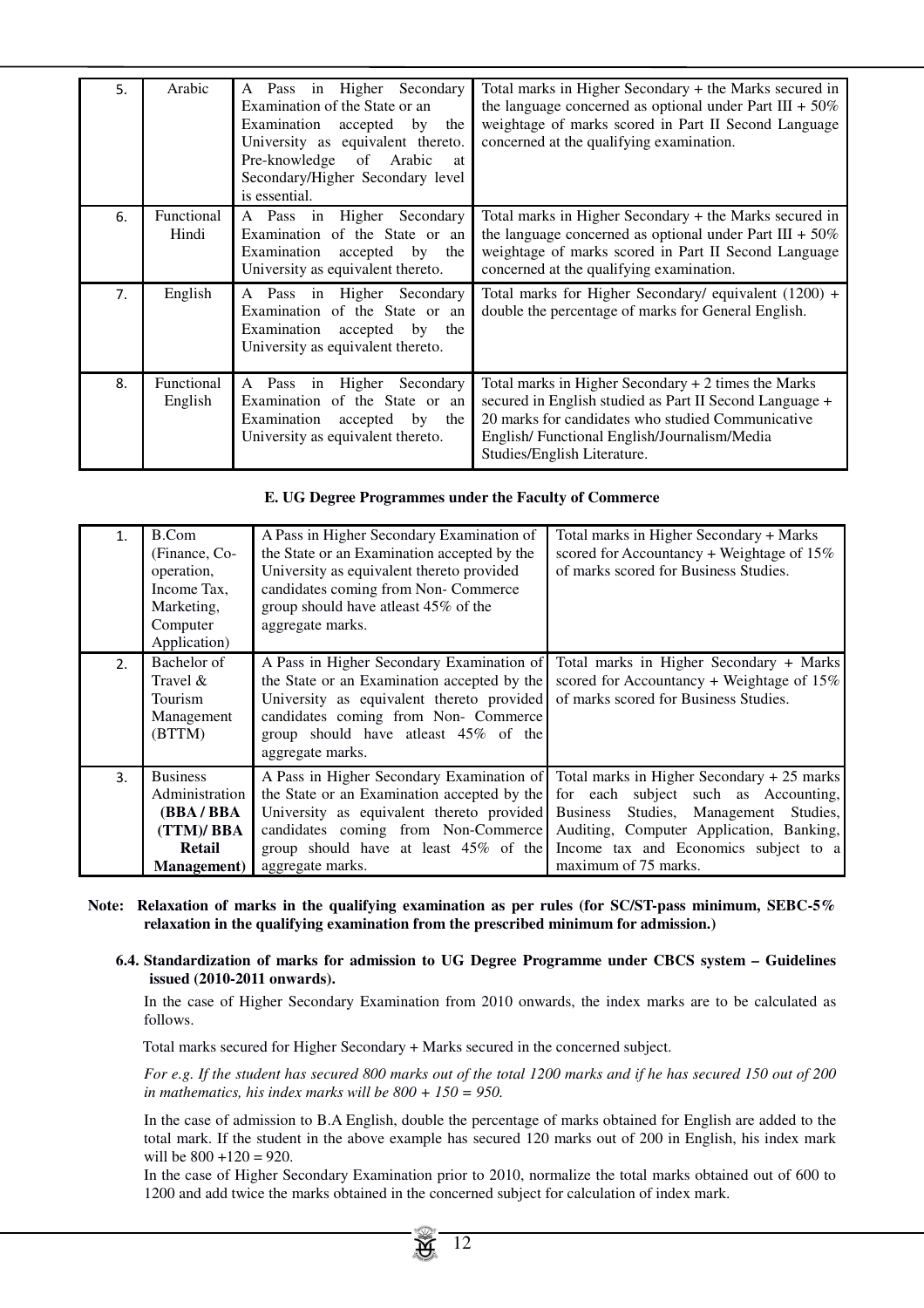| 5. | Arabic | A Pass in Higher Secondary Examination of the State or an Examination accepted by the University as equivalent thereto. Pre-knowledge of Arabic at Secondary/Higher Secondary level is essential. | Total marks in Higher Secondary + the Marks secured in the language concerned as optional under Part III + 50% weightage of marks scored in Part II Second Language concerned at the qualifying examination. |
|---|---|---|---|
| 6. | Functional Hindi | A Pass in Higher Secondary Examination of the State or an Examination accepted by the University as equivalent thereto. | Total marks in Higher Secondary + the Marks secured in the language concerned as optional under Part III + 50% weightage of marks scored in Part II Second Language concerned at the qualifying examination. |
| 7. | English | A Pass in Higher Secondary Examination of the State or an Examination accepted by the University as equivalent thereto. | Total marks for Higher Secondary/ equivalent (1200) + double the percentage of marks for General English. |
| 8. | Functional English | A Pass in Higher Secondary Examination of the State or an Examination accepted by the University as equivalent thereto. | Total marks in Higher Secondary + 2 times the Marks secured in English studied as Part II Second Language + 20 marks for candidates who studied Communicative English/ Functional English/Journalism/Media Studies/English Literature. |

**E. UG Degree Programmes under the Faculty of Commerce**

| 1. | B.Com (Finance, Co-operation, Income Tax, Marketing, Computer Application) | A Pass in Higher Secondary Examination of the State or an Examination accepted by the University as equivalent thereto provided candidates coming from Non- Commerce group should have atleast 45% of the aggregate marks. | Total marks in Higher Secondary + Marks scored for Accountancy + Weightage of 15% of marks scored for Business Studies. |
|---|---|---|---|
| 2. | Bachelor of Travel & Tourism Management (BTTM) | A Pass in Higher Secondary Examination of the State or an Examination accepted by the University as equivalent thereto provided candidates coming from Non- Commerce group should have atleast 45% of the aggregate marks. | Total marks in Higher Secondary + Marks scored for Accountancy + Weightage of 15% of marks scored for Business Studies. |
| 3. | Business Administration **(BBA / BBA (TTM)/ BBA Retail Management)** | A Pass in Higher Secondary Examination of the State or an Examination accepted by the University as equivalent thereto provided candidates coming from Non-Commerce group should have at least 45% of the aggregate marks. | Total marks in Higher Secondary + 25 marks for each subject such as Accounting, Business Studies, Management Studies, Auditing, Computer Application, Banking, Income tax and Economics subject to a maximum of 75 marks. |

**Note: Relaxation of marks in the qualifying examination as per rules (for SC/ST-pass minimum, SEBC-5% relaxation in the qualifying examination from the prescribed minimum for admission.)**

**6.4. Standardization of marks for admission to UG Degree Programme under CBCS system – Guidelines issued (2010-2011 onwards).**

In the case of Higher Secondary Examination from 2010 onwards, the index marks are to be calculated as follows.

Total marks secured for Higher Secondary + Marks secured in the concerned subject.

*For e.g. If the student has secured 800 marks out of the total 1200 marks and if he has secured 150 out of 200 in mathematics, his index marks will be 800 + 150 = 950.*

In the case of admission to B.A English, double the percentage of marks obtained for English are added to the total mark. If the student in the above example has secured 120 marks out of 200 in English, his index mark will be 800 +120 = 920.

In the case of Higher Secondary Examination prior to 2010, normalize the total marks obtained out of 600 to 1200 and add twice the marks obtained in the concerned subject for calculation of index mark.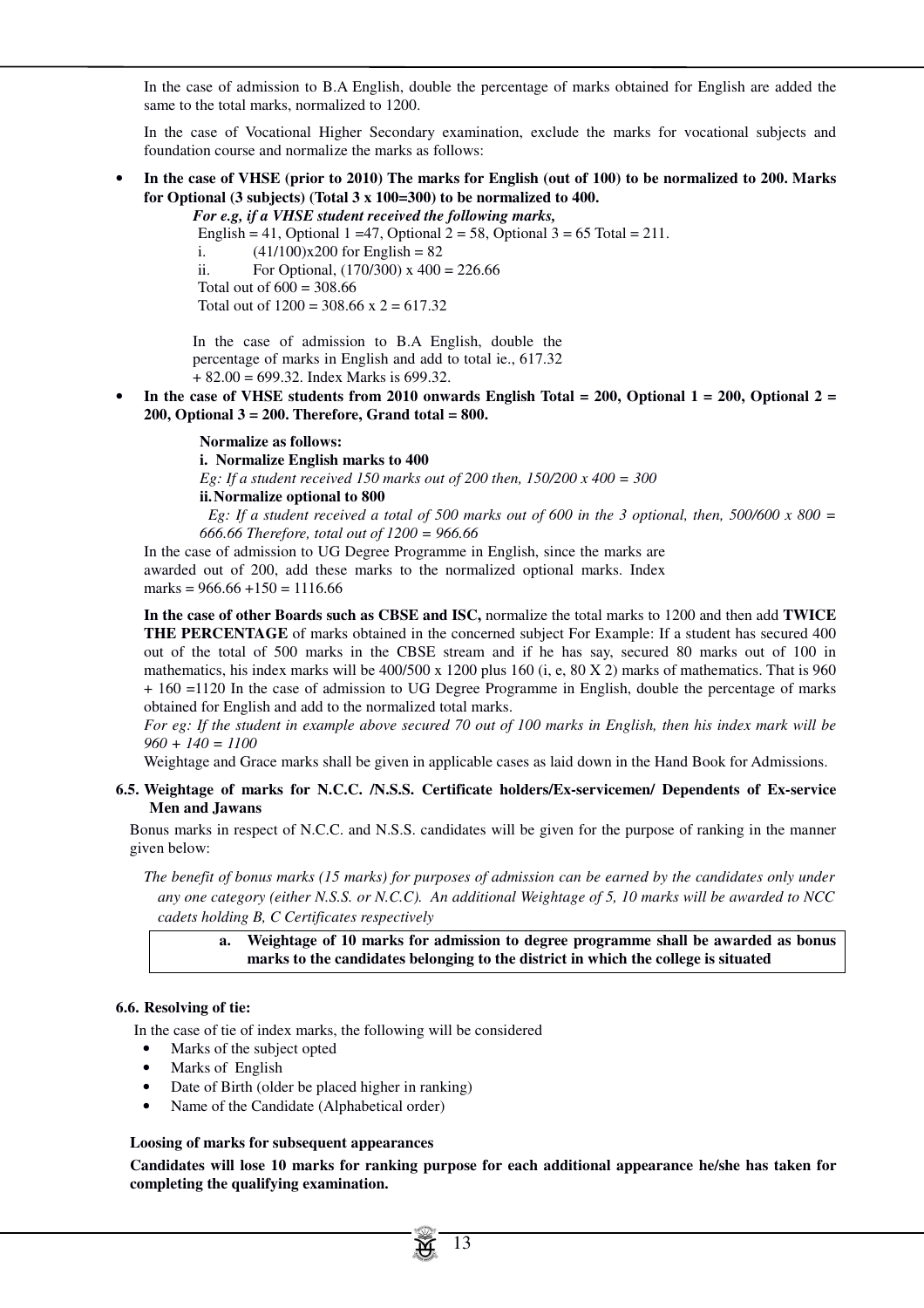In the case of admission to B.A English, double the percentage of marks obtained for English are added the same to the total marks, normalized to 1200.

In the case of Vocational Higher Secondary examination, exclude the marks for vocational subjects and foundation course and normalize the marks as follows:

- **In the case of VHSE (prior to 2010) The marks for English (out of 100) to be normalized to 200. Marks for Optional (3 subjects) (Total 3 x 100=300) to be normalized to 400.**

  ***For e.g, if a VHSE student received the following marks,***

  English = 41, Optional 1 =47, Optional 2 = 58, Optional 3 = 65 Total = 211.

  i. (41/100)x200 for English = 82

  ii. For Optional, (170/300) x 400 = 226.66

  Total out of 600 = 308.66

  Total out of 1200 = 308.66 x 2 = 617.32

  In the case of admission to B.A English, double the percentage of marks in English and add to total ie., 617.32 + 82.00 = 699.32. Index Marks is 699.32.

- **In the case of VHSE students from 2010 onwards English Total = 200, Optional 1 = 200, Optional 2 = 200, Optional 3 = 200. Therefore, Grand total = 800.**

  **Normalize as follows:**

  **i. Normalize English marks to 400**

  *Eg: If a student received 150 marks out of 200 then, 150/200 x 400 = 300*

  **ii. Normalize optional to 800**

  *Eg: If a student received a total of 500 marks out of 600 in the 3 optional, then, 500/600 x 800 = 666.66 Therefore, total out of 1200 = 966.66*

  In the case of admission to UG Degree Programme in English, since the marks are awarded out of 200, add these marks to the normalized optional marks. Index marks = 966.66 +150 = 1116.66

**In the case of other Boards such as CBSE and ISC,** normalize the total marks to 1200 and then add **TWICE THE PERCENTAGE** of marks obtained in the concerned subject For Example: If a student has secured 400 out of the total of 500 marks in the CBSE stream and if he has say, secured 80 marks out of 100 in mathematics, his index marks will be 400/500 x 1200 plus 160 (i, e, 80 X 2) marks of mathematics. That is 960 + 160 =1120 In the case of admission to UG Degree Programme in English, double the percentage of marks obtained for English and add to the normalized total marks.

*For eg: If the student in example above secured 70 out of 100 marks in English, then his index mark will be 960 + 140 = 1100*

Weightage and Grace marks shall be given in applicable cases as laid down in the Hand Book for Admissions.

### 6.5. Weightage of marks for N.C.C. /N.S.S. Certificate holders/Ex-servicemen/ Dependents of Ex-service Men and Jawans

Bonus marks in respect of N.C.C. and N.S.S. candidates will be given for the purpose of ranking in the manner given below:

*The benefit of bonus marks (15 marks) for purposes of admission can be earned by the candidates only under any one category (either N.S.S. or N.C.C). An additional Weightage of 5, 10 marks will be awarded to NCC cadets holding B, C Certificates respectively*

**a. Weightage of 10 marks for admission to degree programme shall be awarded as bonus marks to the candidates belonging to the district in which the college is situated**

### 6.6. Resolving of tie:

In the case of tie of index marks, the following will be considered

- Marks of the subject opted
- Marks of English
- Date of Birth (older be placed higher in ranking)
- Name of the Candidate (Alphabetical order)

**Loosing of marks for subsequent appearances**

**Candidates will lose 10 marks for ranking purpose for each additional appearance he/she has taken for completing the qualifying examination.**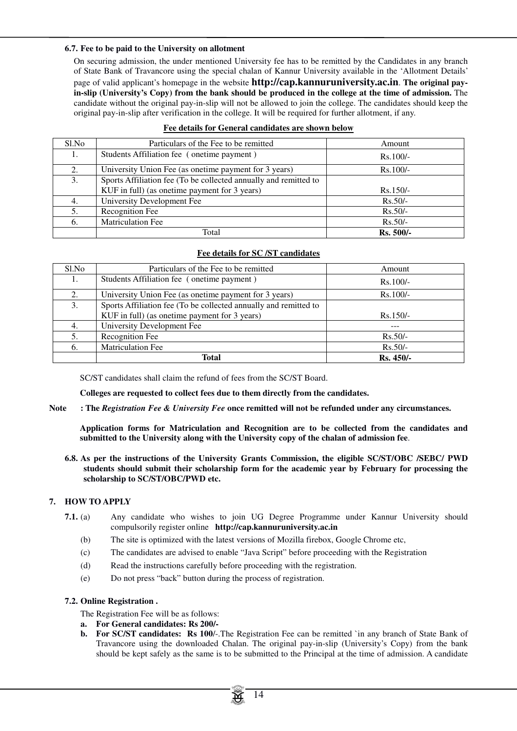### 6.7. Fee to be paid to the University on allotment

On securing admission, the under mentioned University fee has to be remitted by the Candidates in any branch of State Bank of Travancore using the special chalan of Kannur University available in the 'Allotment Details' page of valid applicant's homepage in the website **http://cap.kannuruniversity.ac.in**. **The original pay-in-slip (University's Copy) from the bank should be produced in the college at the time of admission.** The candidate without the original pay-in-slip will not be allowed to join the college. The candidates should keep the original pay-in-slip after verification in the college. It will be required for further allotment, if any.

**Fee details for General candidates are shown below**

| Sl.No | Particulars of the Fee to be remitted | Amount |
|---|---|---|
| 1. | Students Affiliation fee ( onetime payment ) | Rs.100/- |
| 2. | University Union Fee (as onetime payment for 3 years) | Rs.100/- |
| 3. | Sports Affiliation fee (To be collected annually and remitted to KUF in full) (as onetime payment for 3 years) | Rs.150/- |
| 4. | University Development Fee | Rs.50/- |
| 5. | Recognition Fee | Rs.50/- |
| 6. | Matriculation Fee | Rs.50/- |
| | Total | **Rs. 500/-** |

**Fee details for SC /ST candidates**

| Sl.No | Particulars of the Fee to be remitted | Amount |
|---|---|---|
| 1. | Students Affiliation fee ( onetime payment ) | Rs.100/- |
| 2. | University Union Fee (as onetime payment for 3 years) | Rs.100/- |
| 3. | Sports Affiliation fee (To be collected annually and remitted to KUF in full) (as onetime payment for 3 years) | Rs.150/- |
| 4. | University Development Fee | --- |
| 5. | Recognition Fee | Rs.50/- |
| 6. | Matriculation Fee | Rs.50/- |
| | **Total** | **Rs. 450/-** |

SC/ST candidates shall claim the refund of fees from the SC/ST Board.

**Colleges are requested to collect fees due to them directly from the candidates.**

**Note : The *Registration Fee & University Fee* once remitted will not be refunded under any circumstances.**

**Application forms for Matriculation and Recognition are to be collected from the candidates and submitted to the University along with the University copy of the chalan of admission fee**.

**6.8. As per the instructions of the University Grants Commission, the eligible SC/ST/OBC /SEBC/ PWD students should submit their scholarship form for the academic year by February for processing the scholarship to SC/ST/OBC/PWD etc.**

## 7. HOW TO APPLY

**7.1.** (a) Any candidate who wishes to join UG Degree Programme under Kannur University should compulsorily register online **http://cap.kannuruniversity.ac.in**

(b) The site is optimized with the latest versions of Mozilla firebox, Google Chrome etc,

(c) The candidates are advised to enable "Java Script" before proceeding with the Registration

(d) Read the instructions carefully before proceeding with the registration.

(e) Do not press "back" button during the process of registration.

### 7.2. Online Registration .

The Registration Fee will be as follows:

**a. For General candidates: Rs 200/-**

**b. For SC/ST candidates: Rs 100/-**.The Registration Fee can be remitted `in any branch of State Bank of Travancore using the downloaded Chalan. The original pay-in-slip (University's Copy) from the bank should be kept safely as the same is to be submitted to the Principal at the time of admission. A candidate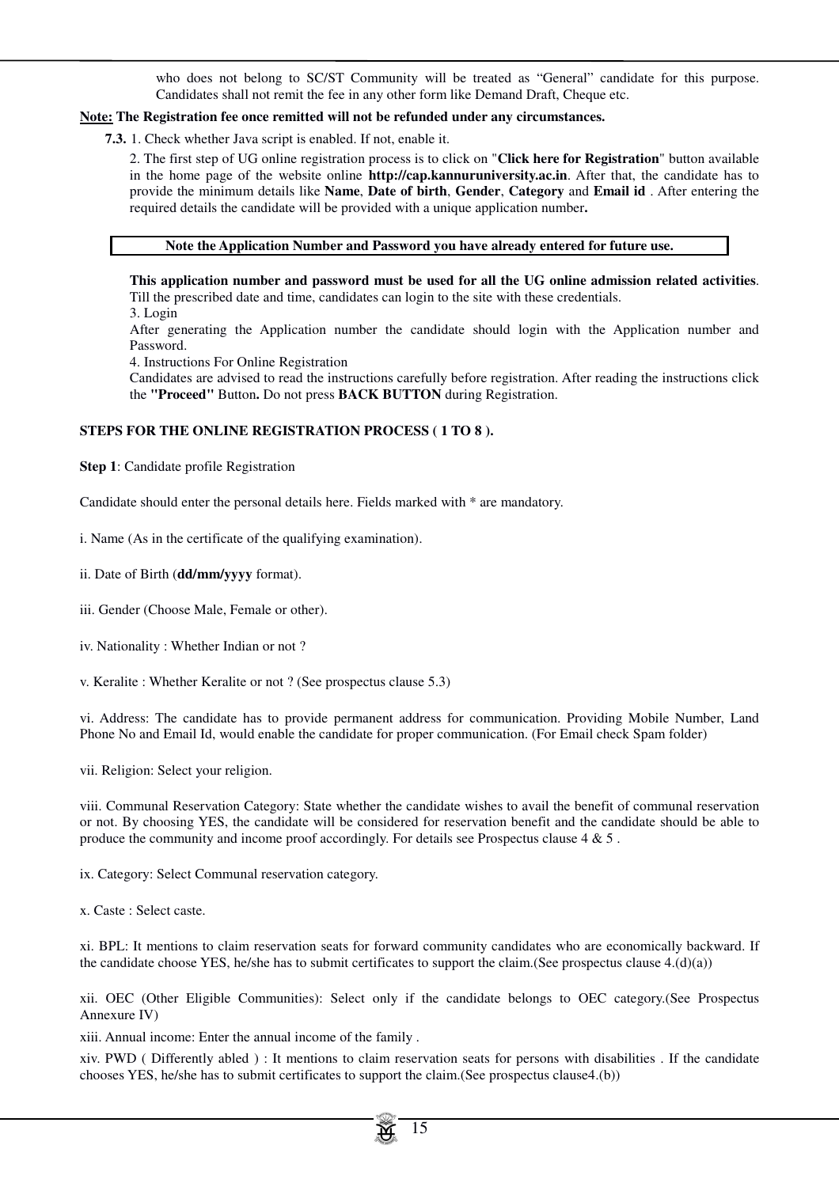who does not belong to SC/ST Community will be treated as "General" candidate for this purpose. Candidates shall not remit the fee in any other form like Demand Draft, Cheque etc.

**Note: The Registration fee once remitted will not be refunded under any circumstances.**

**7.3.** 1. Check whether Java script is enabled. If not, enable it.

2. The first step of UG online registration process is to click on "**Click here for Registration**" button available in the home page of the website online **http://cap.kannuruniversity.ac.in**. After that, the candidate has to provide the minimum details like **Name**, **Date of birth**, **Gender**, **Category** and **Email id** . After entering the required details the candidate will be provided with a unique application number**.**

| **Note the Application Number and Password you have already entered for future use.** |
|---|

**This application number and password must be used for all the UG online admission related activities**. Till the prescribed date and time, candidates can login to the site with these credentials.

3. Login

After generating the Application number the candidate should login with the Application number and Password.

4. Instructions For Online Registration

Candidates are advised to read the instructions carefully before registration. After reading the instructions click the **"Proceed"** Button**.** Do not press **BACK BUTTON** during Registration.

**STEPS FOR THE ONLINE REGISTRATION PROCESS ( 1 TO 8 ).**

**Step 1**: Candidate profile Registration

Candidate should enter the personal details here. Fields marked with * are mandatory.

i. Name (As in the certificate of the qualifying examination).

ii. Date of Birth (**dd/mm/yyyy** format).

iii. Gender (Choose Male, Female or other).

iv. Nationality : Whether Indian or not ?

v. Keralite : Whether Keralite or not ? (See prospectus clause 5.3)

vi. Address: The candidate has to provide permanent address for communication. Providing Mobile Number, Land Phone No and Email Id, would enable the candidate for proper communication. (For Email check Spam folder)

vii. Religion: Select your religion.

viii. Communal Reservation Category: State whether the candidate wishes to avail the benefit of communal reservation or not. By choosing YES, the candidate will be considered for reservation benefit and the candidate should be able to produce the community and income proof accordingly. For details see Prospectus clause 4 & 5 .

ix. Category: Select Communal reservation category.

x. Caste : Select caste.

xi. BPL: It mentions to claim reservation seats for forward community candidates who are economically backward. If the candidate choose YES, he/she has to submit certificates to support the claim.(See prospectus clause 4.(d)(a))

xii. OEC (Other Eligible Communities): Select only if the candidate belongs to OEC category.(See Prospectus Annexure IV)

xiii. Annual income: Enter the annual income of the family .

xiv. PWD ( Differently abled ) : It mentions to claim reservation seats for persons with disabilities . If the candidate chooses YES, he/she has to submit certificates to support the claim.(See prospectus clause4.(b))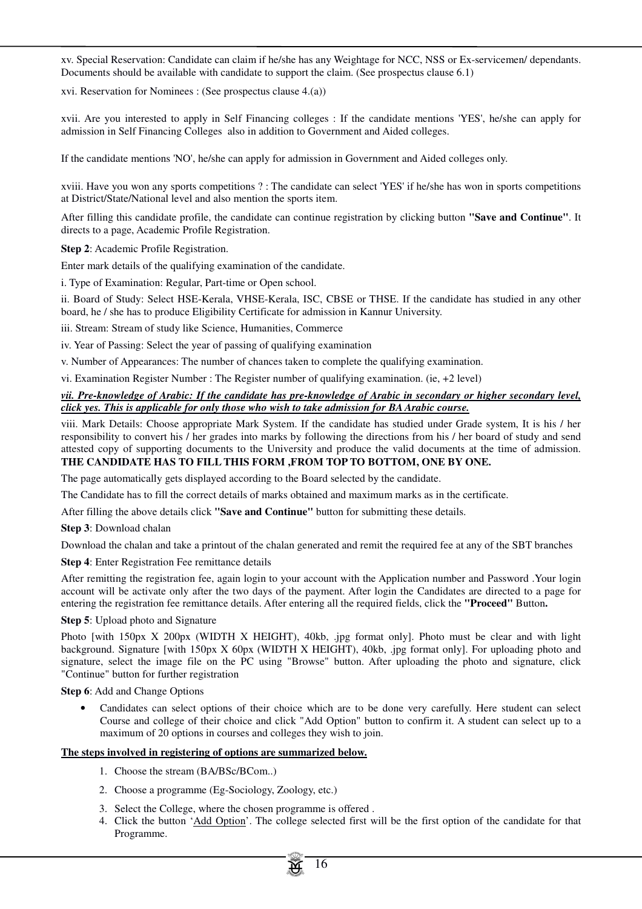xv. Special Reservation: Candidate can claim if he/she has any Weightage for NCC, NSS or Ex-servicemen/ dependants. Documents should be available with candidate to support the claim. (See prospectus clause 6.1)

xvi. Reservation for Nominees : (See prospectus clause 4.(a))

xvii. Are you interested to apply in Self Financing colleges : If the candidate mentions 'YES', he/she can apply for admission in Self Financing Colleges also in addition to Government and Aided colleges.

If the candidate mentions 'NO', he/she can apply for admission in Government and Aided colleges only.

xviii. Have you won any sports competitions ? : The candidate can select 'YES' if he/she has won in sports competitions at District/State/National level and also mention the sports item.

After filling this candidate profile, the candidate can continue registration by clicking button **"Save and Continue"**. It directs to a page, Academic Profile Registration.

**Step 2**: Academic Profile Registration.

Enter mark details of the qualifying examination of the candidate.

i. Type of Examination: Regular, Part-time or Open school.

ii. Board of Study: Select HSE-Kerala, VHSE-Kerala, ISC, CBSE or THSE. If the candidate has studied in any other board, he / she has to produce Eligibility Certificate for admission in Kannur University.

iii. Stream: Stream of study like Science, Humanities, Commerce

iv. Year of Passing: Select the year of passing of qualifying examination

v. Number of Appearances: The number of chances taken to complete the qualifying examination.

vi. Examination Register Number : The Register number of qualifying examination. (ie, +2 level)

***vii. Pre-knowledge of Arabic: If the candidate has pre-knowledge of Arabic in secondary or higher secondary level, click yes. This is applicable for only those who wish to take admission for BA Arabic course.***

viii. Mark Details: Choose appropriate Mark System. If the candidate has studied under Grade system, It is his / her responsibility to convert his / her grades into marks by following the directions from his / her board of study and send attested copy of supporting documents to the University and produce the valid documents at the time of admission. **THE CANDIDATE HAS TO FILL THIS FORM ,FROM TOP TO BOTTOM, ONE BY ONE.**

The page automatically gets displayed according to the Board selected by the candidate.

The Candidate has to fill the correct details of marks obtained and maximum marks as in the certificate.

After filling the above details click **"Save and Continue"** button for submitting these details.

**Step 3**: Download chalan

Download the chalan and take a printout of the chalan generated and remit the required fee at any of the SBT branches

**Step 4**: Enter Registration Fee remittance details

After remitting the registration fee, again login to your account with the Application number and Password .Your login account will be activate only after the two days of the payment. After login the Candidates are directed to a page for entering the registration fee remittance details. After entering all the required fields, click the **"Proceed"** Button**.**

**Step 5**: Upload photo and Signature

Photo [with 150px X 200px (WIDTH X HEIGHT), 40kb, .jpg format only]. Photo must be clear and with light background. Signature [with 150px X 60px (WIDTH X HEIGHT), 40kb, .jpg format only]. For uploading photo and signature, select the image file on the PC using "Browse" button. After uploading the photo and signature, click "Continue" button for further registration

**Step 6**: Add and Change Options

- Candidates can select options of their choice which are to be done very carefully. Here student can select Course and college of their choice and click "Add Option" button to confirm it. A student can select up to a maximum of 20 options in courses and colleges they wish to join.

**The steps involved in registering of options are summarized below.**

1. Choose the stream (BA/BSc/BCom..)
2. Choose a programme (Eg-Sociology, Zoology, etc.)
3. Select the College, where the chosen programme is offered .
4. Click the button 'Add Option'. The college selected first will be the first option of the candidate for that Programme.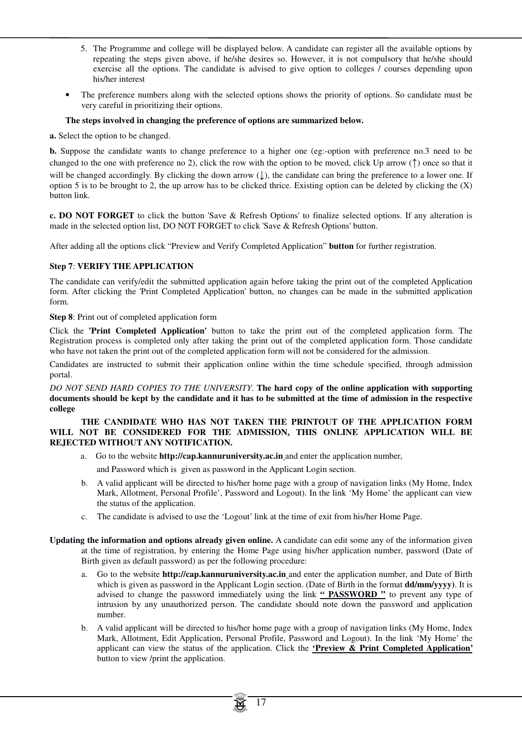5. The Programme and college will be displayed below. A candidate can register all the available options by repeating the steps given above, if he/she desires so. However, it is not compulsory that he/she should exercise all the options. The candidate is advised to give option to colleges / courses depending upon his/her interest

- The preference numbers along with the selected options shows the priority of options. So candidate must be very careful in prioritizing their options.

**The steps involved in changing the preference of options are summarized below.**

**a.** Select the option to be changed.

**b.** Suppose the candidate wants to change preference to a higher one (eg:-option with preference no.3 need to be changed to the one with preference no 2), click the row with the option to be moved, click Up arrow (↑) once so that it will be changed accordingly. By clicking the down arrow (↓), the candidate can bring the preference to a lower one. If option 5 is to be brought to 2, the up arrow has to be clicked thrice. Existing option can be deleted by clicking the (X) button link.

**c. DO NOT FORGET** to click the button 'Save & Refresh Options' to finalize selected options. If any alteration is made in the selected option list, DO NOT FORGET to click 'Save & Refresh Options' button.

After adding all the options click "Preview and Verify Completed Application" **button** for further registration.

**Step 7**: **VERIFY THE APPLICATION**

The candidate can verify/edit the submitted application again before taking the print out of the completed Application form. After clicking the 'Print Completed Application' button, no changes can be made in the submitted application form.

**Step 8**: Print out of completed application form

Click the **'Print Completed Application'** button to take the print out of the completed application form. The Registration process is completed only after taking the print out of the completed application form. Those candidate who have not taken the print out of the completed application form will not be considered for the admission.

Candidates are instructed to submit their application online within the time schedule specified, through admission portal.

*DO NOT SEND HARD COPIES TO THE UNIVERSITY*. **The hard copy of the online application with supporting documents should be kept by the candidate and it has to be submitted at the time of admission in the respective college**

**THE CANDIDATE WHO HAS NOT TAKEN THE PRINTOUT OF THE APPLICATION FORM WILL NOT BE CONSIDERED FOR THE ADMISSION, THIS ONLINE APPLICATION WILL BE REJECTED WITHOUT ANY NOTIFICATION.**

a. Go to the website **http://cap.kannuruniversity.ac.in** and enter the application number, and Password which is given as password in the Applicant Login section.

b. A valid applicant will be directed to his/her home page with a group of navigation links (My Home, Index Mark, Allotment, Personal Profile', Password and Logout). In the link 'My Home' the applicant can view the status of the application.

c. The candidate is advised to use the 'Logout' link at the time of exit from his/her Home Page.

**Updating the information and options already given online.** A candidate can edit some any of the information given at the time of registration, by entering the Home Page using his/her application number, password (Date of Birth given as default password) as per the following procedure:

a. Go to the website **http://cap.kannuruniversity.ac.in** and enter the application number, and Date of Birth which is given as password in the Applicant Login section. (Date of Birth in the format **dd/mm/yyyy**). It is advised to change the password immediately using the link **" PASSWORD "** to prevent any type of intrusion by any unauthorized person. The candidate should note down the password and application number.

b. A valid applicant will be directed to his/her home page with a group of navigation links (My Home, Index Mark, Allotment, Edit Application, Personal Profile, Password and Logout). In the link 'My Home' the applicant can view the status of the application. Click the **'Preview & Print Completed Application'** button to view /print the application.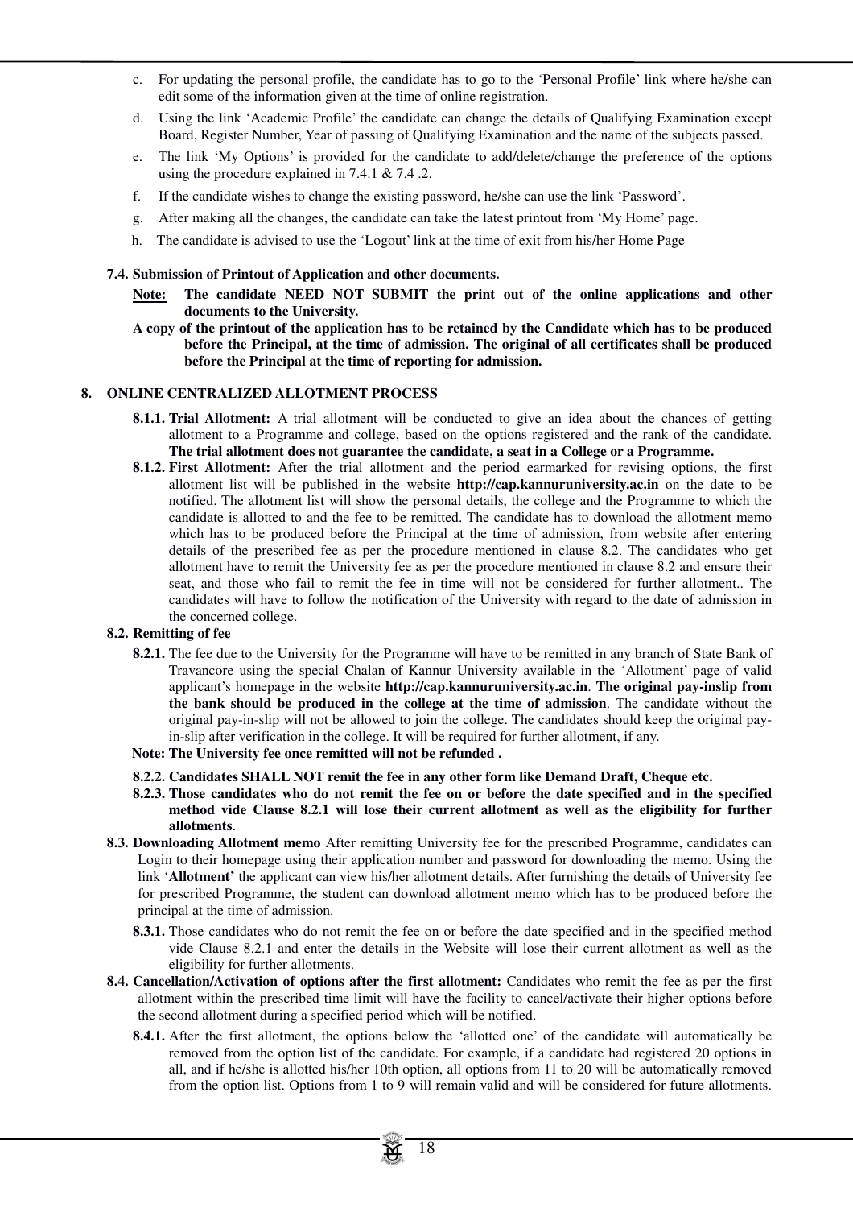c. For updating the personal profile, the candidate has to go to the 'Personal Profile' link where he/she can edit some of the information given at the time of online registration.

d. Using the link 'Academic Profile' the candidate can change the details of Qualifying Examination except Board, Register Number, Year of passing of Qualifying Examination and the name of the subjects passed.

e. The link 'My Options' is provided for the candidate to add/delete/change the preference of the options using the procedure explained in 7.4.1 & 7.4 .2.

f. If the candidate wishes to change the existing password, he/she can use the link 'Password'.

g. After making all the changes, the candidate can take the latest printout from 'My Home' page.

h. The candidate is advised to use the 'Logout' link at the time of exit from his/her Home Page

**7.4. Submission of Printout of Application and other documents.**

**Note: The candidate NEED NOT SUBMIT the print out of the online applications and other documents to the University.**

**A copy of the printout of the application has to be retained by the Candidate which has to be produced before the Principal, at the time of admission. The original of all certificates shall be produced before the Principal at the time of reporting for admission.**

## 8. ONLINE CENTRALIZED ALLOTMENT PROCESS

**8.1.1. Trial Allotment:** A trial allotment will be conducted to give an idea about the chances of getting allotment to a Programme and college, based on the options registered and the rank of the candidate. **The trial allotment does not guarantee the candidate, a seat in a College or a Programme.**

**8.1.2. First Allotment:** After the trial allotment and the period earmarked for revising options, the first allotment list will be published in the website **http://cap.kannuruniversity.ac.in** on the date to be notified. The allotment list will show the personal details, the college and the Programme to which the candidate is allotted to and the fee to be remitted. The candidate has to download the allotment memo which has to be produced before the Principal at the time of admission, from website after entering details of the prescribed fee as per the procedure mentioned in clause 8.2. The candidates who get allotment have to remit the University fee as per the procedure mentioned in clause 8.2 and ensure their seat, and those who fail to remit the fee in time will not be considered for further allotment.. The candidates will have to follow the notification of the University with regard to the date of admission in the concerned college.

**8.2. Remitting of fee**

**8.2.1.** The fee due to the University for the Programme will have to be remitted in any branch of State Bank of Travancore using the special Chalan of Kannur University available in the 'Allotment' page of valid applicant's homepage in the website **http://cap.kannuruniversity.ac.in**. **The original pay-inslip from the bank should be produced in the college at the time of admission**. The candidate without the original pay-in-slip will not be allowed to join the college. The candidates should keep the original pay-in-slip after verification in the college. It will be required for further allotment, if any.

**Note: The University fee once remitted will not be refunded .**

**8.2.2. Candidates SHALL NOT remit the fee in any other form like Demand Draft, Cheque etc.**

**8.2.3. Those candidates who do not remit the fee on or before the date specified and in the specified method vide Clause 8.2.1 will lose their current allotment as well as the eligibility for further allotments**.

**8.3. Downloading Allotment memo** After remitting University fee for the prescribed Programme, candidates can Login to their homepage using their application number and password for downloading the memo. Using the link '**Allotment'** the applicant can view his/her allotment details. After furnishing the details of University fee for prescribed Programme, the student can download allotment memo which has to be produced before the principal at the time of admission.

**8.3.1.** Those candidates who do not remit the fee on or before the date specified and in the specified method vide Clause 8.2.1 and enter the details in the Website will lose their current allotment as well as the eligibility for further allotments.

**8.4. Cancellation/Activation of options after the first allotment:** Candidates who remit the fee as per the first allotment within the prescribed time limit will have the facility to cancel/activate their higher options before the second allotment during a specified period which will be notified.

**8.4.1.** After the first allotment, the options below the 'allotted one' of the candidate will automatically be removed from the option list of the candidate. For example, if a candidate had registered 20 options in all, and if he/she is allotted his/her 10th option, all options from 11 to 20 will be automatically removed from the option list. Options from 1 to 9 will remain valid and will be considered for future allotments.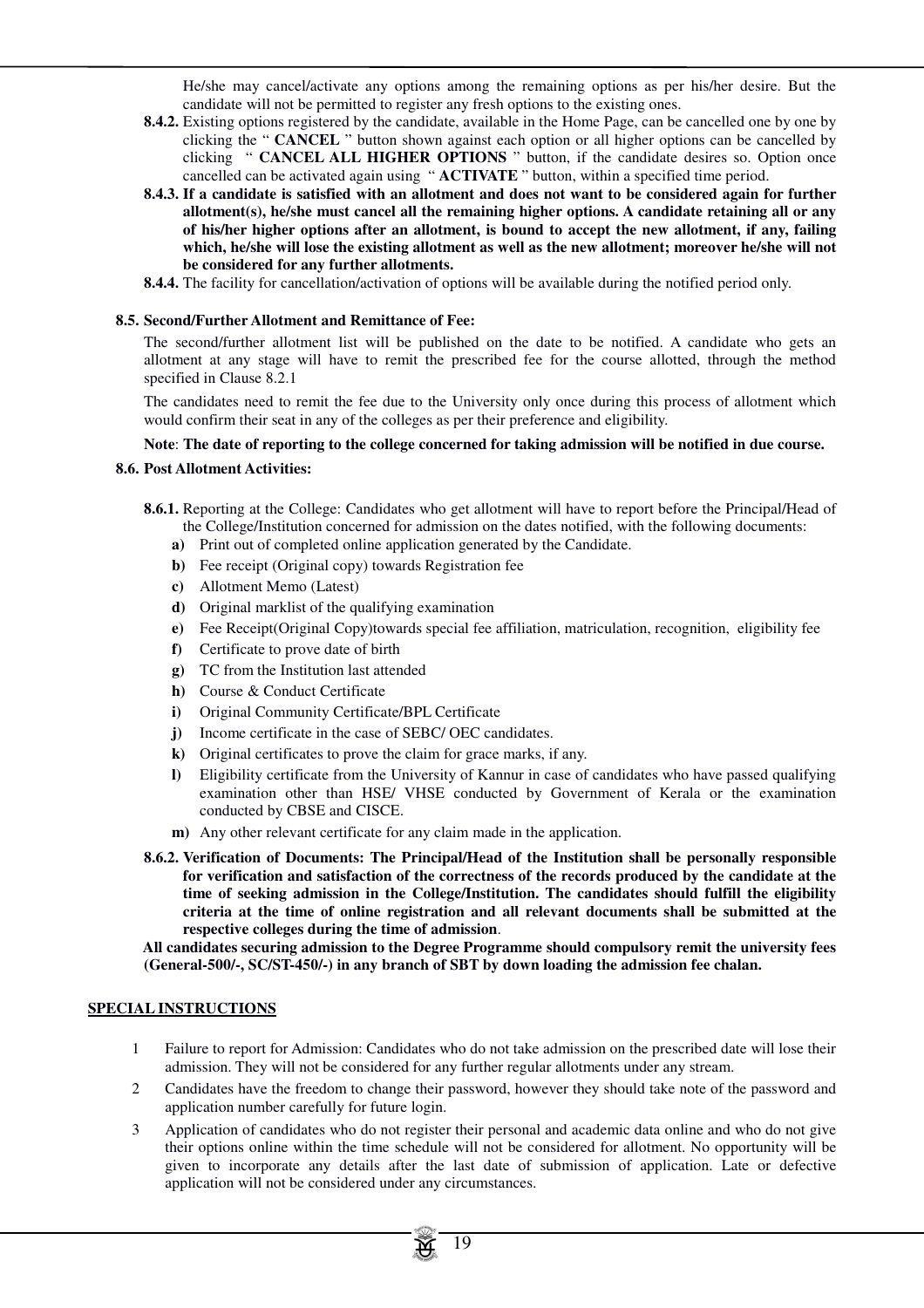He/she may cancel/activate any options among the remaining options as per his/her desire. But the candidate will not be permitted to register any fresh options to the existing ones.

**8.4.2.** Existing options registered by the candidate, available in the Home Page, can be cancelled one by one by clicking the " **CANCEL** " button shown against each option or all higher options can be cancelled by clicking " **CANCEL ALL HIGHER OPTIONS** " button, if the candidate desires so. Option once cancelled can be activated again using " **ACTIVATE** " button, within a specified time period.

**8.4.3. If a candidate is satisfied with an allotment and does not want to be considered again for further allotment(s), he/she must cancel all the remaining higher options. A candidate retaining all or any of his/her higher options after an allotment, is bound to accept the new allotment, if any, failing which, he/she will lose the existing allotment as well as the new allotment; moreover he/she will not be considered for any further allotments.**

**8.4.4.** The facility for cancellation/activation of options will be available during the notified period only.

**8.5. Second/Further Allotment and Remittance of Fee:**

The second/further allotment list will be published on the date to be notified. A candidate who gets an allotment at any stage will have to remit the prescribed fee for the course allotted, through the method specified in Clause 8.2.1

The candidates need to remit the fee due to the University only once during this process of allotment which would confirm their seat in any of the colleges as per their preference and eligibility.

**Note**: **The date of reporting to the college concerned for taking admission will be notified in due course.**

**8.6. Post Allotment Activities:**

**8.6.1.** Reporting at the College: Candidates who get allotment will have to report before the Principal/Head of the College/Institution concerned for admission on the dates notified, with the following documents:

- **a)** Print out of completed online application generated by the Candidate.
- **b)** Fee receipt (Original copy) towards Registration fee
- **c)** Allotment Memo (Latest)
- **d)** Original marklist of the qualifying examination
- **e)** Fee Receipt(Original Copy)towards special fee affiliation, matriculation, recognition, eligibility fee
- **f)** Certificate to prove date of birth
- **g)** TC from the Institution last attended
- **h)** Course & Conduct Certificate
- **i)** Original Community Certificate/BPL Certificate
- **j)** Income certificate in the case of SEBC/ OEC candidates.
- **k)** Original certificates to prove the claim for grace marks, if any.
- **l)** Eligibility certificate from the University of Kannur in case of candidates who have passed qualifying examination other than HSE/ VHSE conducted by Government of Kerala or the examination conducted by CBSE and CISCE.
- **m)** Any other relevant certificate for any claim made in the application.

**8.6.2. Verification of Documents: The Principal/Head of the Institution shall be personally responsible for verification and satisfaction of the correctness of the records produced by the candidate at the time of seeking admission in the College/Institution. The candidates should fulfill the eligibility criteria at the time of online registration and all relevant documents shall be submitted at the respective colleges during the time of admission**.

**All candidates securing admission to the Degree Programme should compulsory remit the university fees (General-500/-, SC/ST-450/-) in any branch of SBT by down loading the admission fee chalan.**

**SPECIAL INSTRUCTIONS**

1. Failure to report for Admission: Candidates who do not take admission on the prescribed date will lose their admission. They will not be considered for any further regular allotments under any stream.
2. Candidates have the freedom to change their password, however they should take note of the password and application number carefully for future login.
3. Application of candidates who do not register their personal and academic data online and who do not give their options online within the time schedule will not be considered for allotment. No opportunity will be given to incorporate any details after the last date of submission of application. Late or defective application will not be considered under any circumstances.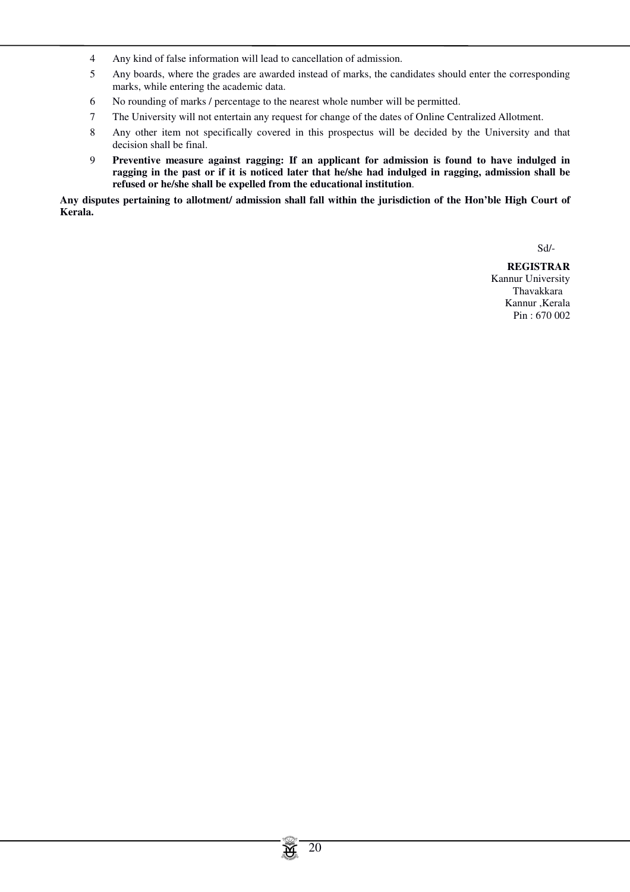4. Any kind of false information will lead to cancellation of admission.
5. Any boards, where the grades are awarded instead of marks, the candidates should enter the corresponding marks, while entering the academic data.
6. No rounding of marks / percentage to the nearest whole number will be permitted.
7. The University will not entertain any request for change of the dates of Online Centralized Allotment.
8. Any other item not specifically covered in this prospectus will be decided by the University and that decision shall be final.
9. **Preventive measure against ragging: If an applicant for admission is found to have indulged in ragging in the past or if it is noticed later that he/she had indulged in ragging, admission shall be refused or he/she shall be expelled from the educational institution**.

**Any disputes pertaining to allotment/ admission shall fall within the jurisdiction of the Hon'ble High Court of Kerala.**

Sd/-

**REGISTRAR**
Kannur University
Thavakkara
Kannur ,Kerala
Pin : 670 002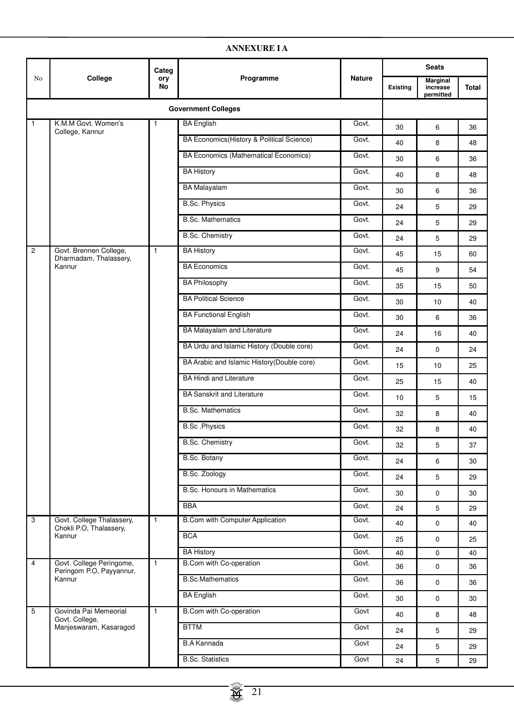## ANNEXURE I A

| No | College | Category No | Programme | Nature | Seats | | |
|---|---|---|---|---|---|---|---|
| | | | | | Existing | Marginal increase permitted | Total |
| | | | **Government Colleges** | | | | |
| 1 | K.M.M Govt. Women's College, Kannur | 1 | BA English | Govt. | 30 | 6 | 36 |
| | | | BA Economics(History & Political Science) | Govt. | 40 | 8 | 48 |
| | | | BA Economics (Mathematical Economics) | Govt. | 30 | 6 | 36 |
| | | | BA History | Govt. | 40 | 8 | 48 |
| | | | BA Malayalam | Govt. | 30 | 6 | 36 |
| | | | B.Sc. Physics | Govt. | 24 | 5 | 29 |
| | | | B.Sc. Mathematics | Govt. | 24 | 5 | 29 |
| | | | B.Sc. Chemistry | Govt. | 24 | 5 | 29 |
| 2 | Govt. Brennen College, Dharmadam, Thalassery, Kannur | 1 | BA History | Govt. | 45 | 15 | 60 |
| | | | BA Economics | Govt. | 45 | 9 | 54 |
| | | | BA Philosophy | Govt. | 35 | 15 | 50 |
| | | | BA Political Science | Govt. | 30 | 10 | 40 |
| | | | BA Functional English | Govt. | 30 | 6 | 36 |
| | | | BA Malayalam and Literature | Govt. | 24 | 16 | 40 |
| | | | BA Urdu and Islamic History (Double core) | Govt. | 24 | 0 | 24 |
| | | | BA Arabic and Islamic History(Double core) | Govt. | 15 | 10 | 25 |
| | | | BA Hindi and Literature | Govt. | 25 | 15 | 40 |
| | | | BA Sanskrit and Literature | Govt. | 10 | 5 | 15 |
| | | | B.Sc. Mathematics | Govt. | 32 | 8 | 40 |
| | | | B.Sc .Physics | Govt. | 32 | 8 | 40 |
| | | | B.Sc. Chemistry | Govt. | 32 | 5 | 37 |
| | | | B.Sc. Botany | Govt. | 24 | 6 | 30 |
| | | | B.Sc. Zoology | Govt. | 24 | 5 | 29 |
| | | | B.Sc. Honours in Mathematics | Govt. | 30 | 0 | 30 |
| | | | BBA | Govt. | 24 | 5 | 29 |
| 3 | Govt. College Thalassery, Chokli P.O, Thalassery, Kannur | 1 | B.Com with Computer Application | Govt. | 40 | 0 | 40 |
| | | | BCA | Govt. | 25 | 0 | 25 |
| | | | BA History | Govt. | 40 | 0 | 40 |
| 4 | Govt. College Peringome, Peringom P.O, Payyannur, Kannur | 1 | B.Com with Co-operation | Govt. | 36 | 0 | 36 |
| | | | B.Sc.Mathematics | Govt. | 36 | 0 | 36 |
| | | | BA English | Govt. | 30 | 0 | 30 |
| 5 | Govinda Pai Memeorial Govt. College, Manjeswaram, Kasaragod | 1 | B.Com with Co-operation | Govt | 40 | 8 | 48 |
| | | | BTTM | Govt | 24 | 5 | 29 |
| | | | B.A Kannada | Govt | 24 | 5 | 29 |
| | | | B.Sc. Statistics | Govt | 24 | 5 | 29 |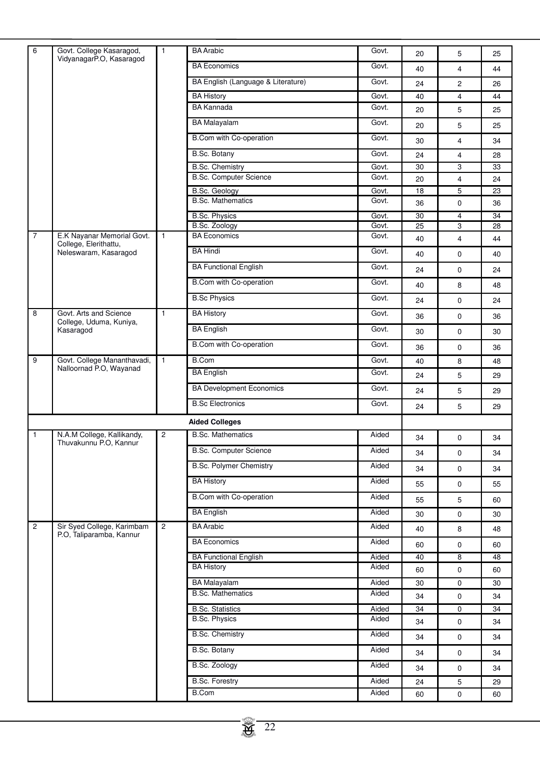| | | | | | | | |
|---|---|---|---|---|---|---|---|
| 6 | Govt. College Kasaragod, VidyanagarP.O, Kasaragod | 1 | BA Arabic | Govt. | 20 | 5 | 25 |
| | | | BA Economics | Govt. | 40 | 4 | 44 |
| | | | BA English (Language & Literature) | Govt. | 24 | 2 | 26 |
| | | | BA History | Govt. | 40 | 4 | 44 |
| | | | BA Kannada | Govt. | 20 | 5 | 25 |
| | | | BA Malayalam | Govt. | 20 | 5 | 25 |
| | | | B.Com with Co-operation | Govt. | 30 | 4 | 34 |
| | | | B.Sc. Botany | Govt. | 24 | 4 | 28 |
| | | | B.Sc. Chemistry | Govt. | 30 | 3 | 33 |
| | | | B.Sc. Computer Science | Govt. | 20 | 4 | 24 |
| | | | B.Sc. Geology | Govt. | 18 | 5 | 23 |
| | | | B.Sc. Mathematics | Govt. | 36 | 0 | 36 |
| | | | B.Sc. Physics | Govt. | 30 | 4 | 34 |
| | | | B.Sc. Zoology | Govt. | 25 | 3 | 28 |
| 7 | E.K Nayanar Memorial Govt. College, Elerithattu, Neleswaram, Kasaragod | 1 | BA Economics | Govt. | 40 | 4 | 44 |
| | | | BA Hindi | Govt. | 40 | 0 | 40 |
| | | | BA Functional English | Govt. | 24 | 0 | 24 |
| | | | B.Com with Co-operation | Govt. | 40 | 8 | 48 |
| | | | B.Sc Physics | Govt. | 24 | 0 | 24 |
| 8 | Govt. Arts and Science College, Uduma, Kuniya, Kasaragod | 1 | BA History | Govt. | 36 | 0 | 36 |
| | | | BA English | Govt. | 30 | 0 | 30 |
| | | | B.Com with Co-operation | Govt. | 36 | 0 | 36 |
| 9 | Govt. College Mananthavadi, Nalloornad P.O, Wayanad | 1 | B.Com | Govt. | 40 | 8 | 48 |
| | | | BA English | Govt. | 24 | 5 | 29 |
| | | | BA Development Economics | Govt. | 24 | 5 | 29 |
| | | | B.Sc Electronics | Govt. | 24 | 5 | 29 |
| | | | **Aided Colleges** | | | | |
| 1 | N.A.M College, Kallikandy, Thuvakunnu P.O, Kannur | 2 | B.Sc. Mathematics | Aided | 34 | 0 | 34 |
| | | | B.Sc. Computer Science | Aided | 34 | 0 | 34 |
| | | | B.Sc. Polymer Chemistry | Aided | 34 | 0 | 34 |
| | | | BA History | Aided | 55 | 0 | 55 |
| | | | B.Com with Co-operation | Aided | 55 | 5 | 60 |
| | | | BA English | Aided | 30 | 0 | 30 |
| 2 | Sir Syed College, Karimbam P.O, Taliparamba, Kannur | 2 | BA Arabic | Aided | 40 | 8 | 48 |
| | | | BA Economics | Aided | 60 | 0 | 60 |
| | | | BA Functional English | Aided | 40 | 8 | 48 |
| | | | BA History | Aided | 60 | 0 | 60 |
| | | | BA Malayalam | Aided | 30 | 0 | 30 |
| | | | B.Sc. Mathematics | Aided | 34 | 0 | 34 |
| | | | B.Sc. Statistics | Aided | 34 | 0 | 34 |
| | | | B.Sc. Physics | Aided | 34 | 0 | 34 |
| | | | B.Sc. Chemistry | Aided | 34 | 0 | 34 |
| | | | B.Sc. Botany | Aided | 34 | 0 | 34 |
| | | | B.Sc. Zoology | Aided | 34 | 0 | 34 |
| | | | B.Sc. Forestry | Aided | 24 | 5 | 29 |
| | | | B.Com | Aided | 60 | 0 | 60 |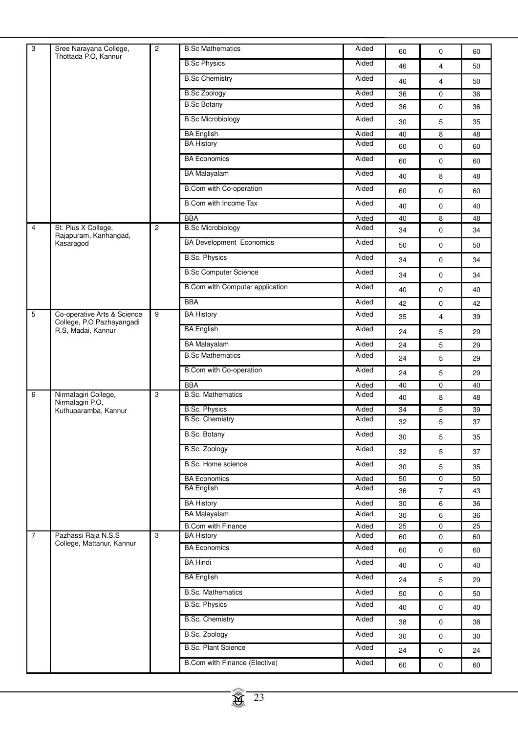| | | | | | | | |
|---|---|---|---|---|---|---|---|
| 3 | Sree Narayana College, Thottada P.O, Kannur | 2 | B.Sc Mathematics | Aided | 60 | 0 | 60 |
| | | | B.Sc Physics | Aided | 46 | 4 | 50 |
| | | | B.Sc Chemistry | Aided | 46 | 4 | 50 |
| | | | B.Sc Zoology | Aided | 36 | 0 | 36 |
| | | | B.Sc Botany | Aided | 36 | 0 | 36 |
| | | | B.Sc Microbiology | Aided | 30 | 5 | 35 |
| | | | BA English | Aided | 40 | 8 | 48 |
| | | | BA History | Aided | 60 | 0 | 60 |
| | | | BA Economics | Aided | 60 | 0 | 60 |
| | | | BA Malayalam | Aided | 40 | 8 | 48 |
| | | | B.Com with Co-operation | Aided | 60 | 0 | 60 |
| | | | B.Com with Income Tax | Aided | 40 | 0 | 40 |
| | | | BBA | Aided | 40 | 8 | 48 |
| 4 | St. Pius X College, Rajapuram, Kanhangad, Kasaragod | 2 | B.Sc Microbiology | Aided | 34 | 0 | 34 |
| | | | BA Development Economics | Aided | 50 | 0 | 50 |
| | | | B.Sc. Physics | Aided | 34 | 0 | 34 |
| | | | B.Sc Computer Science | Aided | 34 | 0 | 34 |
| | | | B.Com with Computer application | Aided | 40 | 0 | 40 |
| | | | BBA | Aided | 42 | 0 | 42 |
| 5 | Co-operative Arts & Science College, P.O Pazhayangadi R.S, Madai, Kannur | 9 | BA History | Aided | 35 | 4 | 39 |
| | | | BA English | Aided | 24 | 5 | 29 |
| | | | BA Malayalam | Aided | 24 | 5 | 29 |
| | | | B.Sc Mathematics | Aided | 24 | 5 | 29 |
| | | | B.Com with Co-operation | Aided | 24 | 5 | 29 |
| | | | BBA | Aided | 40 | 0 | 40 |
| 6 | Nirmalagiri College, Nirmalagiri P.O, Kuthuparamba, Kannur | 3 | B.Sc. Mathematics | Aided | 40 | 8 | 48 |
| | | | B.Sc. Physics | Aided | 34 | 5 | 39 |
| | | | B.Sc. Chemistry | Aided | 32 | 5 | 37 |
| | | | B.Sc. Botany | Aided | 30 | 5 | 35 |
| | | | B.Sc. Zoology | Aided | 32 | 5 | 37 |
| | | | B.Sc. Home science | Aided | 30 | 5 | 35 |
| | | | BA Economics | Aided | 50 | 0 | 50 |
| | | | BA English | Aided | 36 | 7 | 43 |
| | | | BA History | Aided | 30 | 6 | 36 |
| | | | BA Malayalam | Aided | 30 | 6 | 36 |
| | | | B.Com with Finance | Aided | 25 | 0 | 25 |
| 7 | Pazhassi Raja N.S.S College, Mattanur, Kannur | 3 | BA History | Aided | 60 | 0 | 60 |
| | | | BA Economics | Aided | 60 | 0 | 60 |
| | | | BA Hindi | Aided | 40 | 0 | 40 |
| | | | BA English | Aided | 24 | 5 | 29 |
| | | | B.Sc. Mathematics | Aided | 50 | 0 | 50 |
| | | | B.Sc. Physics | Aided | 40 | 0 | 40 |
| | | | B.Sc. Chemistry | Aided | 38 | 0 | 38 |
| | | | B.Sc. Zoology | Aided | 30 | 0 | 30 |
| | | | B.Sc. Plant Science | Aided | 24 | 0 | 24 |
| | | | B.Com with Finance (Elective) | Aided | 60 | 0 | 60 |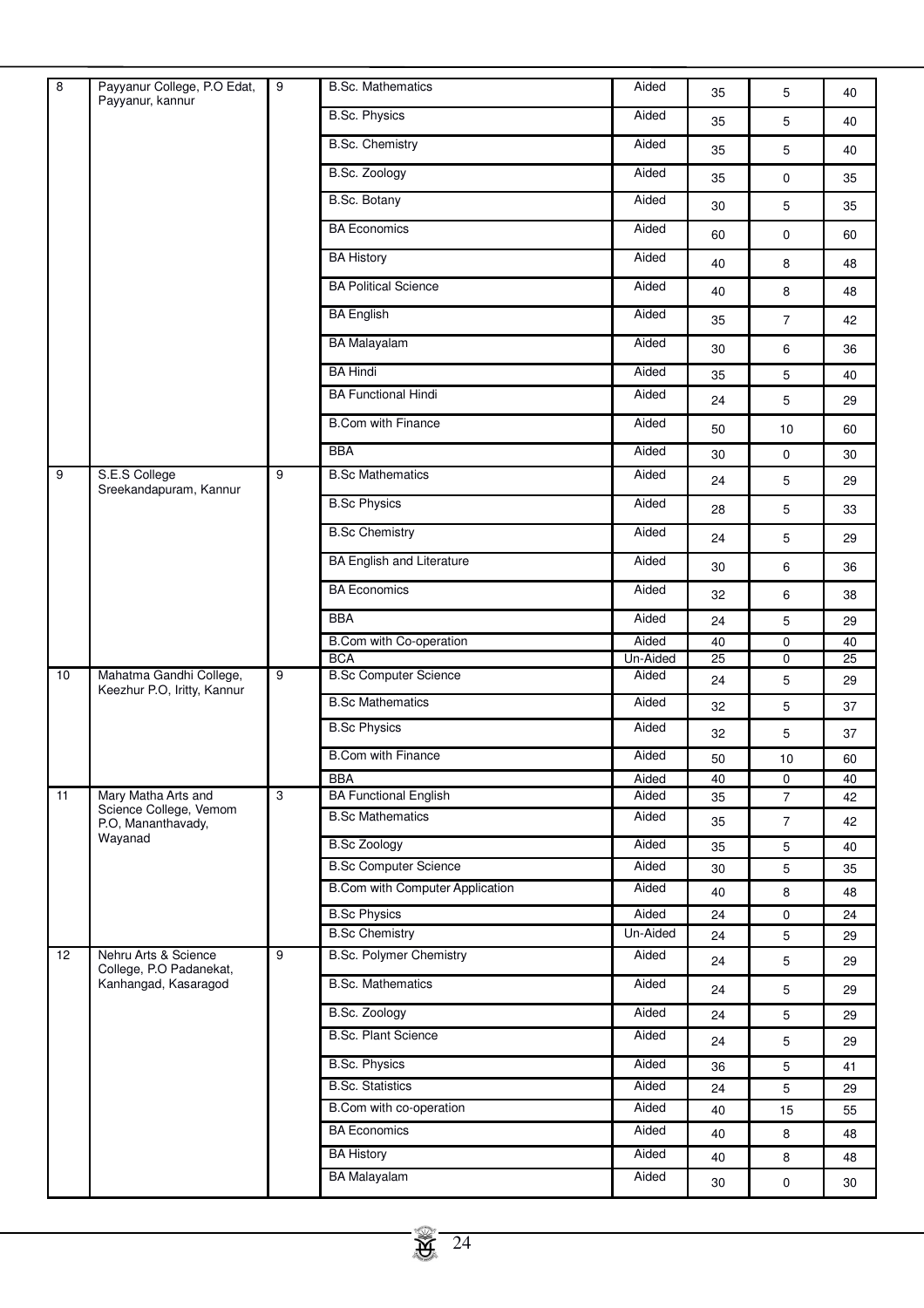| 8 | Payyanur College, P.O Edat, Payyanur, kannur | 9 | B.Sc. Mathematics | Aided | 35 | 5 | 40 |
|---|---|---|---|---|---|---|---|
| | | | B.Sc. Physics | Aided | 35 | 5 | 40 |
| | | | B.Sc. Chemistry | Aided | 35 | 5 | 40 |
| | | | B.Sc. Zoology | Aided | 35 | 0 | 35 |
| | | | B.Sc. Botany | Aided | 30 | 5 | 35 |
| | | | BA Economics | Aided | 60 | 0 | 60 |
| | | | BA History | Aided | 40 | 8 | 48 |
| | | | BA Political Science | Aided | 40 | 8 | 48 |
| | | | BA English | Aided | 35 | 7 | 42 |
| | | | BA Malayalam | Aided | 30 | 6 | 36 |
| | | | BA Hindi | Aided | 35 | 5 | 40 |
| | | | BA Functional Hindi | Aided | 24 | 5 | 29 |
| | | | B.Com with Finance | Aided | 50 | 10 | 60 |
| | | | BBA | Aided | 30 | 0 | 30 |
| 9 | S.E.S College Sreekandapuram, Kannur | 9 | B.Sc Mathematics | Aided | 24 | 5 | 29 |
| | | | B.Sc Physics | Aided | 28 | 5 | 33 |
| | | | B.Sc Chemistry | Aided | 24 | 5 | 29 |
| | | | BA English and Literature | Aided | 30 | 6 | 36 |
| | | | BA Economics | Aided | 32 | 6 | 38 |
| | | | BBA | Aided | 24 | 5 | 29 |
| | | | B.Com with Co-operation | Aided | 40 | 0 | 40 |
| | | | BCA | Un-Aided | 25 | 0 | 25 |
| 10 | Mahatma Gandhi College, Keezhur P.O, Iritty, Kannur | 9 | B.Sc Computer Science | Aided | 24 | 5 | 29 |
| | | | B.Sc Mathematics | Aided | 32 | 5 | 37 |
| | | | B.Sc Physics | Aided | 32 | 5 | 37 |
| | | | B.Com with Finance | Aided | 50 | 10 | 60 |
| | | | BBA | Aided | 40 | 0 | 40 |
| 11 | Mary Matha Arts and Science College, Vemom P.O, Mananthavady, Wayanad | 3 | BA Functional English | Aided | 35 | 7 | 42 |
| | | | B.Sc Mathematics | Aided | 35 | 7 | 42 |
| | | | B.Sc Zoology | Aided | 35 | 5 | 40 |
| | | | B.Sc Computer Science | Aided | 30 | 5 | 35 |
| | | | B.Com with Computer Application | Aided | 40 | 8 | 48 |
| | | | B.Sc Physics | Aided | 24 | 0 | 24 |
| | | | B.Sc Chemistry | Un-Aided | 24 | 5 | 29 |
| 12 | Nehru Arts & Science College, P.O Padanekat, Kanhangad, Kasaragod | 9 | B.Sc. Polymer Chemistry | Aided | 24 | 5 | 29 |
| | | | B.Sc. Mathematics | Aided | 24 | 5 | 29 |
| | | | B.Sc. Zoology | Aided | 24 | 5 | 29 |
| | | | B.Sc. Plant Science | Aided | 24 | 5 | 29 |
| | | | B.Sc. Physics | Aided | 36 | 5 | 41 |
| | | | B.Sc. Statistics | Aided | 24 | 5 | 29 |
| | | | B.Com with co-operation | Aided | 40 | 15 | 55 |
| | | | BA Economics | Aided | 40 | 8 | 48 |
| | | | BA History | Aided | 40 | 8 | 48 |
| | | | BA Malayalam | Aided | 30 | 0 | 30 |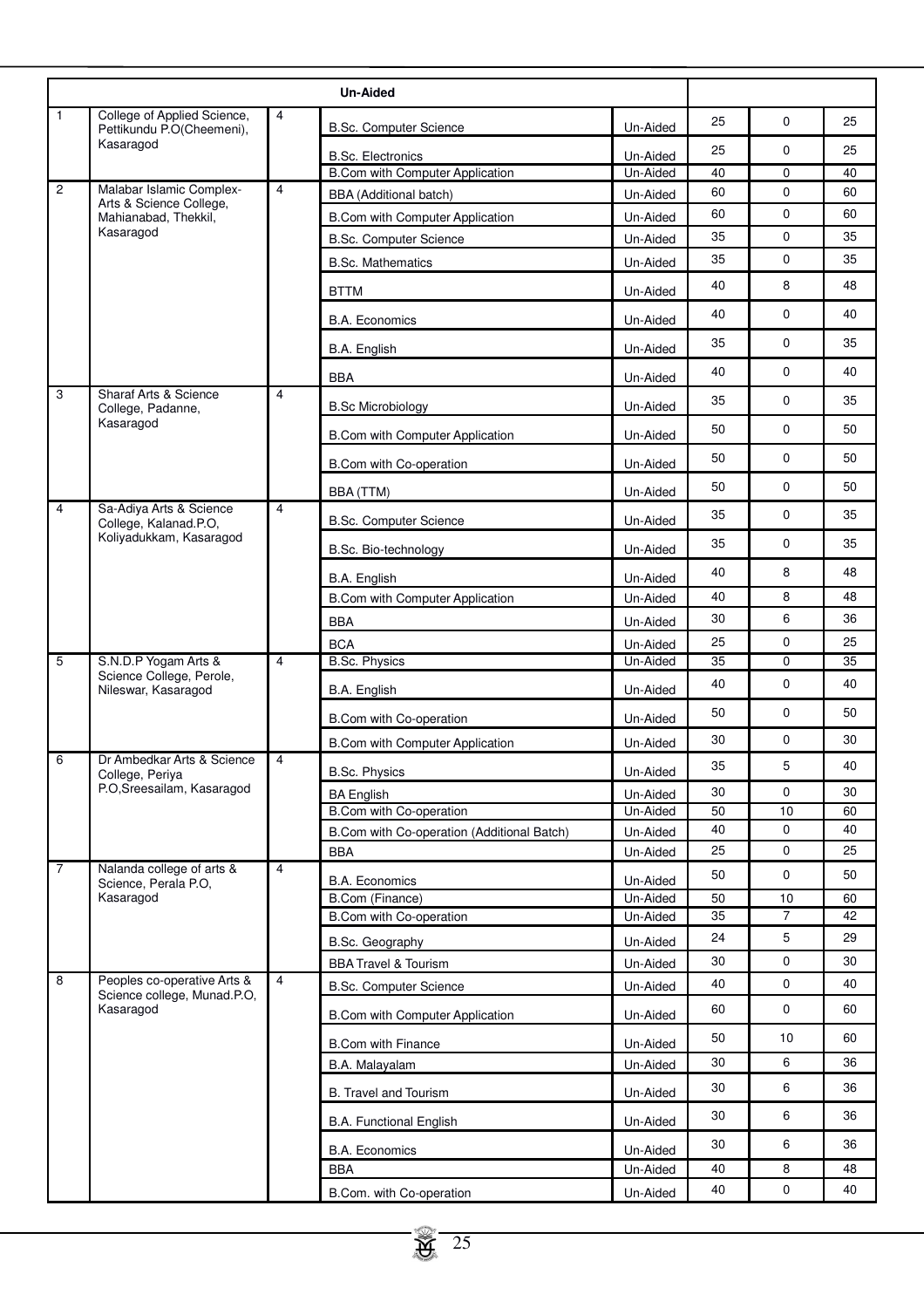| | | | Un-Aided | | | | |
|---|---|---|---|---|---|---|---|
| 1 | College of Applied Science, Pettikundu P.O(Cheemeni), Kasaragod | 4 | B.Sc. Computer Science | Un-Aided | 25 | 0 | 25 |
| | | | B.Sc. Electronics | Un-Aided | 25 | 0 | 25 |
| | | | B.Com with Computer Application | Un-Aided | 40 | 0 | 40 |
| 2 | Malabar Islamic Complex-Arts & Science College, Mahianabad, Thekkil, Kasaragod | 4 | BBA (Additional batch) | Un-Aided | 60 | 0 | 60 |
| | | | B.Com with Computer Application | Un-Aided | 60 | 0 | 60 |
| | | | B.Sc. Computer Science | Un-Aided | 35 | 0 | 35 |
| | | | B.Sc. Mathematics | Un-Aided | 35 | 0 | 35 |
| | | | BTTM | Un-Aided | 40 | 8 | 48 |
| | | | B.A. Economics | Un-Aided | 40 | 0 | 40 |
| | | | B.A. English | Un-Aided | 35 | 0 | 35 |
| | | | BBA | Un-Aided | 40 | 0 | 40 |
| 3 | Sharaf Arts & Science College, Padanne, Kasaragod | 4 | B.Sc Microbiology | Un-Aided | 35 | 0 | 35 |
| | | | B.Com with Computer Application | Un-Aided | 50 | 0 | 50 |
| | | | B.Com with Co-operation | Un-Aided | 50 | 0 | 50 |
| | | | BBA (TTM) | Un-Aided | 50 | 0 | 50 |
| 4 | Sa-Adiya Arts & Science College, Kalanad.P.O, Koliyadukkam, Kasaragod | 4 | B.Sc. Computer Science | Un-Aided | 35 | 0 | 35 |
| | | | B.Sc. Bio-technology | Un-Aided | 35 | 0 | 35 |
| | | | B.A. English | Un-Aided | 40 | 8 | 48 |
| | | | B.Com with Computer Application | Un-Aided | 40 | 8 | 48 |
| | | | BBA | Un-Aided | 30 | 6 | 36 |
| | | | BCA | Un-Aided | 25 | 0 | 25 |
| 5 | S.N.D.P Yogam Arts & Science College, Perole, Nileswar, Kasaragod | 4 | B.Sc. Physics | Un-Aided | 35 | 0 | 35 |
| | | | B.A. English | Un-Aided | 40 | 0 | 40 |
| | | | B.Com with Co-operation | Un-Aided | 50 | 0 | 50 |
| | | | B.Com with Computer Application | Un-Aided | 30 | 0 | 30 |
| 6 | Dr Ambedkar Arts & Science College, Periya P.O,Sreesailam, Kasaragod | 4 | B.Sc. Physics | Un-Aided | 35 | 5 | 40 |
| | | | BA English | Un-Aided | 30 | 0 | 30 |
| | | | B.Com with Co-operation | Un-Aided | 50 | 10 | 60 |
| | | | B.Com with Co-operation (Additional Batch) | Un-Aided | 40 | 0 | 40 |
| | | | BBA | Un-Aided | 25 | 0 | 25 |
| 7 | Nalanda college of arts & Science, Perala P.O, Kasaragod | 4 | B.A. Economics | Un-Aided | 50 | 0 | 50 |
| | | | B.Com (Finance) | Un-Aided | 50 | 10 | 60 |
| | | | B.Com with Co-operation | Un-Aided | 35 | 7 | 42 |
| | | | B.Sc. Geography | Un-Aided | 24 | 5 | 29 |
| | | | BBA Travel & Tourism | Un-Aided | 30 | 0 | 30 |
| 8 | Peoples co-operative Arts & Science college, Munad.P.O, Kasaragod | 4 | B.Sc. Computer Science | Un-Aided | 40 | 0 | 40 |
| | | | B.Com with Computer Application | Un-Aided | 60 | 0 | 60 |
| | | | B.Com with Finance | Un-Aided | 50 | 10 | 60 |
| | | | B.A. Malayalam | Un-Aided | 30 | 6 | 36 |
| | | | B. Travel and Tourism | Un-Aided | 30 | 6 | 36 |
| | | | B.A. Functional English | Un-Aided | 30 | 6 | 36 |
| | | | B.A. Economics | Un-Aided | 30 | 6 | 36 |
| | | | BBA | Un-Aided | 40 | 8 | 48 |
| | | | B.Com. with Co-operation | Un-Aided | 40 | 0 | 40 |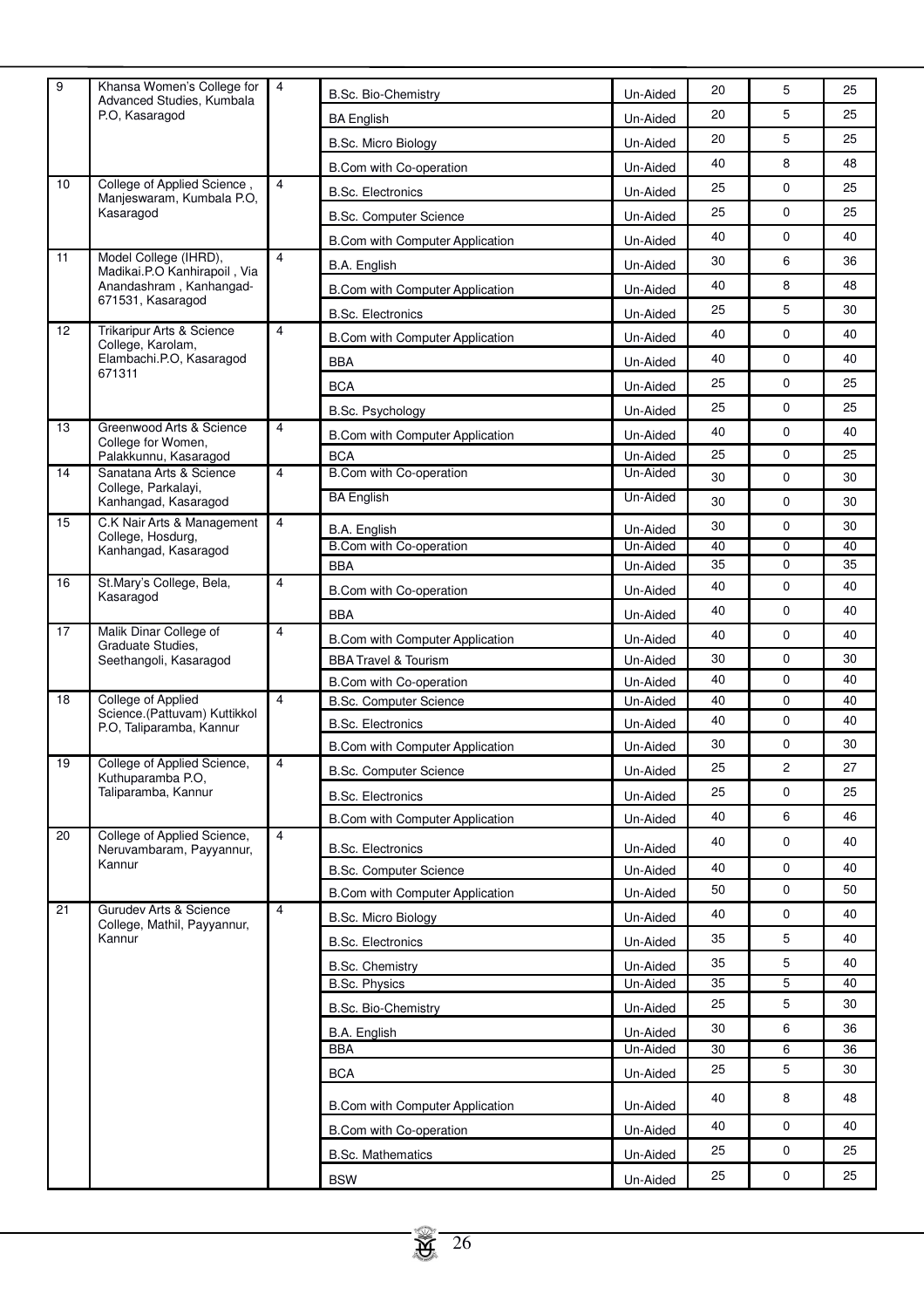| 9 | Khansa Women's College for Advanced Studies, Kumbala P.O, Kasaragod | 4 | B.Sc. Bio-Chemistry | Un-Aided | 20 | 5 | 25 |
|---|---|---|---|---|---|---|---|
| | | | BA English | Un-Aided | 20 | 5 | 25 |
| | | | B.Sc. Micro Biology | Un-Aided | 20 | 5 | 25 |
| | | | B.Com with Co-operation | Un-Aided | 40 | 8 | 48 |
| 10 | College of Applied Science , Manjeswaram, Kumbala P.O, Kasaragod | 4 | B.Sc. Electronics | Un-Aided | 25 | 0 | 25 |
| | | | B.Sc. Computer Science | Un-Aided | 25 | 0 | 25 |
| | | | B.Com with Computer Application | Un-Aided | 40 | 0 | 40 |
| 11 | Model College (IHRD), Madikai.P.O Kanhirapoil , Via Anandashram , Kanhangad-671531, Kasaragod | 4 | B.A. English | Un-Aided | 30 | 6 | 36 |
| | | | B.Com with Computer Application | Un-Aided | 40 | 8 | 48 |
| | | | B.Sc. Electronics | Un-Aided | 25 | 5 | 30 |
| 12 | Trikaripur Arts & Science College, Karolam, Elambachi.P.O, Kasaragod 671311 | 4 | B.Com with Computer Application | Un-Aided | 40 | 0 | 40 |
| | | | BBA | Un-Aided | 40 | 0 | 40 |
| | | | BCA | Un-Aided | 25 | 0 | 25 |
| | | | B.Sc. Psychology | Un-Aided | 25 | 0 | 25 |
| 13 | Greenwood Arts & Science College for Women, Palakkunnu, Kasaragod | 4 | B.Com with Computer Application | Un-Aided | 40 | 0 | 40 |
| | | | BCA | Un-Aided | 25 | 0 | 25 |
| 14 | Sanatana Arts & Science College, Parkalayi, Kanhangad, Kasaragod | 4 | B.Com with Co-operation | Un-Aided | 30 | 0 | 30 |
| | | | BA English | Un-Aided | 30 | 0 | 30 |
| 15 | C.K Nair Arts & Management College, Hosdurg, Kanhangad, Kasaragod | 4 | B.A. English | Un-Aided | 30 | 0 | 30 |
| | | | B.Com with Co-operation | Un-Aided | 40 | 0 | 40 |
| | | | BBA | Un-Aided | 35 | 0 | 35 |
| 16 | St.Mary's College, Bela, Kasaragod | 4 | B.Com with Co-operation | Un-Aided | 40 | 0 | 40 |
| | | | BBA | Un-Aided | 40 | 0 | 40 |
| 17 | Malik Dinar College of Graduate Studies, Seethangoli, Kasaragod | 4 | B.Com with Computer Application | Un-Aided | 40 | 0 | 40 |
| | | | BBA Travel & Tourism | Un-Aided | 30 | 0 | 30 |
| | | | B.Com with Co-operation | Un-Aided | 40 | 0 | 40 |
| 18 | College of Applied Science.(Pattuvam) Kuttikkol P.O, Taliparamba, Kannur | 4 | B.Sc. Computer Science | Un-Aided | 40 | 0 | 40 |
| | | | B.Sc. Electronics | Un-Aided | 40 | 0 | 40 |
| | | | B.Com with Computer Application | Un-Aided | 30 | 0 | 30 |
| 19 | College of Applied Science, Kuthuparamba P.O, Taliparamba, Kannur | 4 | B.Sc. Computer Science | Un-Aided | 25 | 2 | 27 |
| | | | B.Sc. Electronics | Un-Aided | 25 | 0 | 25 |
| | | | B.Com with Computer Application | Un-Aided | 40 | 6 | 46 |
| 20 | College of Applied Science, Neruvambaram, Payyannur, Kannur | 4 | B.Sc. Electronics | Un-Aided | 40 | 0 | 40 |
| | | | B.Sc. Computer Science | Un-Aided | 40 | 0 | 40 |
| | | | B.Com with Computer Application | Un-Aided | 50 | 0 | 50 |
| 21 | Gurudev Arts & Science College, Mathil, Payyannur, Kannur | 4 | B.Sc. Micro Biology | Un-Aided | 40 | 0 | 40 |
| | | | B.Sc. Electronics | Un-Aided | 35 | 5 | 40 |
| | | | B.Sc. Chemistry | Un-Aided | 35 | 5 | 40 |
| | | | B.Sc. Physics | Un-Aided | 35 | 5 | 40 |
| | | | B.Sc. Bio-Chemistry | Un-Aided | 25 | 5 | 30 |
| | | | B.A. English | Un-Aided | 30 | 6 | 36 |
| | | | BBA | Un-Aided | 30 | 6 | 36 |
| | | | BCA | Un-Aided | 25 | 5 | 30 |
| | | | B.Com with Computer Application | Un-Aided | 40 | 8 | 48 |
| | | | B.Com with Co-operation | Un-Aided | 40 | 0 | 40 |
| | | | B.Sc. Mathematics | Un-Aided | 25 | 0 | 25 |
| | | | BSW | Un-Aided | 25 | 0 | 25 |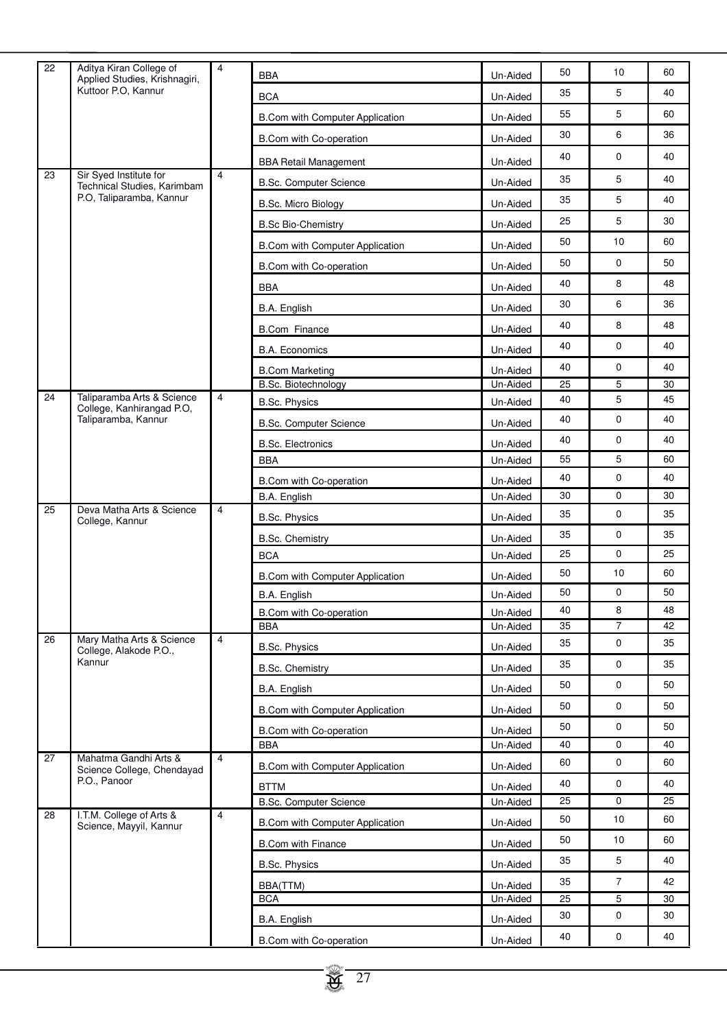| | | | | | | | |
|---|---|---|---|---|---|---|---|
| 22 | Aditya Kiran College of Applied Studies, Krishnagiri, Kuttoor P.O, Kannur | 4 | BBA | Un-Aided | 50 | 10 | 60 |
| | | | BCA | Un-Aided | 35 | 5 | 40 |
| | | | B.Com with Computer Application | Un-Aided | 55 | 5 | 60 |
| | | | B.Com with Co-operation | Un-Aided | 30 | 6 | 36 |
| | | | BBA Retail Management | Un-Aided | 40 | 0 | 40 |
| 23 | Sir Syed Institute for Technical Studies, Karimbam P.O, Taliparamba, Kannur | 4 | B.Sc. Computer Science | Un-Aided | 35 | 5 | 40 |
| | | | B.Sc. Micro Biology | Un-Aided | 35 | 5 | 40 |
| | | | B.Sc Bio-Chemistry | Un-Aided | 25 | 5 | 30 |
| | | | B.Com with Computer Application | Un-Aided | 50 | 10 | 60 |
| | | | B.Com with Co-operation | Un-Aided | 50 | 0 | 50 |
| | | | BBA | Un-Aided | 40 | 8 | 48 |
| | | | B.A. English | Un-Aided | 30 | 6 | 36 |
| | | | B.Com Finance | Un-Aided | 40 | 8 | 48 |
| | | | B.A. Economics | Un-Aided | 40 | 0 | 40 |
| | | | B.Com Marketing | Un-Aided | 40 | 0 | 40 |
| | | | B.Sc. Biotechnology | Un-Aided | 25 | 5 | 30 |
| 24 | Taliparamba Arts & Science College, Kanhirangad P.O, Taliparamba, Kannur | 4 | B.Sc. Physics | Un-Aided | 40 | 5 | 45 |
| | | | B.Sc. Computer Science | Un-Aided | 40 | 0 | 40 |
| | | | B.Sc. Electronics | Un-Aided | 40 | 0 | 40 |
| | | | BBA | Un-Aided | 55 | 5 | 60 |
| | | | B.Com with Co-operation | Un-Aided | 40 | 0 | 40 |
| | | | B.A. English | Un-Aided | 30 | 0 | 30 |
| 25 | Deva Matha Arts & Science College, Kannur | 4 | B.Sc. Physics | Un-Aided | 35 | 0 | 35 |
| | | | B.Sc. Chemistry | Un-Aided | 35 | 0 | 35 |
| | | | BCA | Un-Aided | 25 | 0 | 25 |
| | | | B.Com with Computer Application | Un-Aided | 50 | 10 | 60 |
| | | | B.A. English | Un-Aided | 50 | 0 | 50 |
| | | | B.Com with Co-operation | Un-Aided | 40 | 8 | 48 |
| | | | BBA | Un-Aided | 35 | 7 | 42 |
| 26 | Mary Matha Arts & Science College, Alakode P.O., Kannur | 4 | B.Sc. Physics | Un-Aided | 35 | 0 | 35 |
| | | | B.Sc. Chemistry | Un-Aided | 35 | 0 | 35 |
| | | | B.A. English | Un-Aided | 50 | 0 | 50 |
| | | | B.Com with Computer Application | Un-Aided | 50 | 0 | 50 |
| | | | B.Com with Co-operation | Un-Aided | 50 | 0 | 50 |
| | | | BBA | Un-Aided | 40 | 0 | 40 |
| 27 | Mahatma Gandhi Arts & Science College, Chendayad P.O., Panoor | 4 | B.Com with Computer Application | Un-Aided | 60 | 0 | 60 |
| | | | BTTM | Un-Aided | 40 | 0 | 40 |
| | | | B.Sc. Computer Science | Un-Aided | 25 | 0 | 25 |
| 28 | I.T.M. College of Arts & Science, Mayyil, Kannur | 4 | B.Com with Computer Application | Un-Aided | 50 | 10 | 60 |
| | | | B.Com with Finance | Un-Aided | 50 | 10 | 60 |
| | | | B.Sc. Physics | Un-Aided | 35 | 5 | 40 |
| | | | BBA(TTM) | Un-Aided | 35 | 7 | 42 |
| | | | BCA | Un-Aided | 25 | 5 | 30 |
| | | | B.A. English | Un-Aided | 30 | 0 | 30 |
| | | | B.Com with Co-operation | Un-Aided | 40 | 0 | 40 |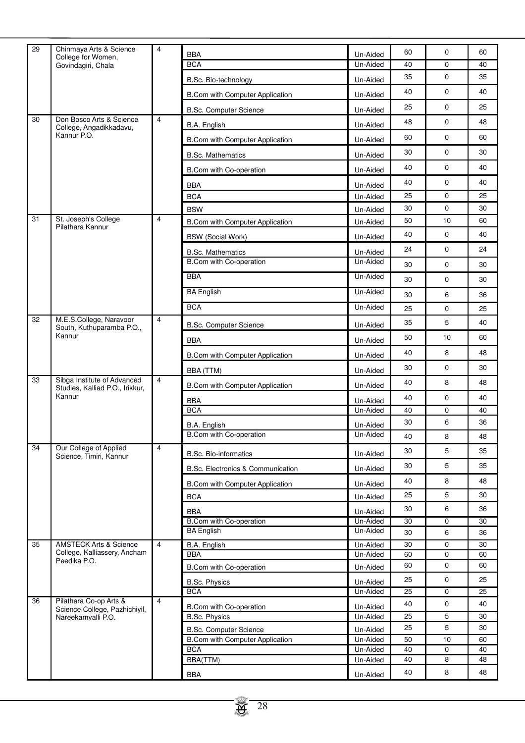| 29 | Chinmaya Arts & Science College for Women, Govindagiri, Chala | 4 | BBA | Un-Aided | 60 | 0 | 60 |
|---|---|---|---|---|---|---|---|
| | | | BCA | Un-Aided | 40 | 0 | 40 |
| | | | B.Sc. Bio-technology | Un-Aided | 35 | 0 | 35 |
| | | | B.Com with Computer Application | Un-Aided | 40 | 0 | 40 |
| | | | B.Sc. Computer Science | Un-Aided | 25 | 0 | 25 |
| 30 | Don Bosco Arts & Science College, Angadikkadavu, Kannur P.O. | 4 | B.A. English | Un-Aided | 48 | 0 | 48 |
| | | | B.Com with Computer Application | Un-Aided | 60 | 0 | 60 |
| | | | B.Sc. Mathematics | Un-Aided | 30 | 0 | 30 |
| | | | B.Com with Co-operation | Un-Aided | 40 | 0 | 40 |
| | | | BBA | Un-Aided | 40 | 0 | 40 |
| | | | BCA | Un-Aided | 25 | 0 | 25 |
| | | | BSW | Un-Aided | 30 | 0 | 30 |
| 31 | St. Joseph's College Pilathara Kannur | 4 | B.Com with Computer Application | Un-Aided | 50 | 10 | 60 |
| | | | BSW (Social Work) | Un-Aided | 40 | 0 | 40 |
| | | | B.Sc. Mathematics | Un-Aided | 24 | 0 | 24 |
| | | | B.Com with Co-operation | Un-Aided | 30 | 0 | 30 |
| | | | BBA | Un-Aided | 30 | 0 | 30 |
| | | | BA English | Un-Aided | 30 | 6 | 36 |
| | | | BCA | Un-Aided | 25 | 0 | 25 |
| 32 | M.E.S.College, Naravoor South, Kuthuparamba P.O., Kannur | 4 | B.Sc. Computer Science | Un-Aided | 35 | 5 | 40 |
| | | | BBA | Un-Aided | 50 | 10 | 60 |
| | | | B.Com with Computer Application | Un-Aided | 40 | 8 | 48 |
| | | | BBA (TTM) | Un-Aided | 30 | 0 | 30 |
| 33 | Sibga Institute of Advanced Studies, Kalliad P.O., Irikkur, Kannur | 4 | B.Com with Computer Application | Un-Aided | 40 | 8 | 48 |
| | | | BBA | Un-Aided | 40 | 0 | 40 |
| | | | BCA | Un-Aided | 40 | 0 | 40 |
| | | | B.A. English | Un-Aided | 30 | 6 | 36 |
| | | | B.Com with Co-operation | Un-Aided | 40 | 8 | 48 |
| 34 | Our College of Applied Science, Timiri, Kannur | 4 | B.Sc. Bio-informatics | Un-Aided | 30 | 5 | 35 |
| | | | B.Sc. Electronics & Communication | Un-Aided | 30 | 5 | 35 |
| | | | B.Com with Computer Application | Un-Aided | 40 | 8 | 48 |
| | | | BCA | Un-Aided | 25 | 5 | 30 |
| | | | BBA | Un-Aided | 30 | 6 | 36 |
| | | | B.Com with Co-operation | Un-Aided | 30 | 0 | 30 |
| | | | BA English | Un-Aided | 30 | 6 | 36 |
| 35 | AMSTECK Arts & Science College, Kalliassery, Ancham Peedika P.O. | 4 | B.A. English | Un-Aided | 30 | 0 | 30 |
| | | | BBA | Un-Aided | 60 | 0 | 60 |
| | | | B.Com with Co-operation | Un-Aided | 60 | 0 | 60 |
| | | | B.Sc. Physics | Un-Aided | 25 | 0 | 25 |
| | | | BCA | Un-Aided | 25 | 0 | 25 |
| 36 | Pilathara Co-op Arts & Science College, Pazhichiyil, Nareekamvalli P.O. | 4 | B.Com with Co-operation | Un-Aided | 40 | 0 | 40 |
| | | | B.Sc. Physics | Un-Aided | 25 | 5 | 30 |
| | | | B.Sc. Computer Science | Un-Aided | 25 | 5 | 30 |
| | | | B.Com with Computer Application | Un-Aided | 50 | 10 | 60 |
| | | | BCA | Un-Aided | 40 | 0 | 40 |
| | | | BBA(TTM) | Un-Aided | 40 | 8 | 48 |
| | | | BBA | Un-Aided | 40 | 8 | 48 |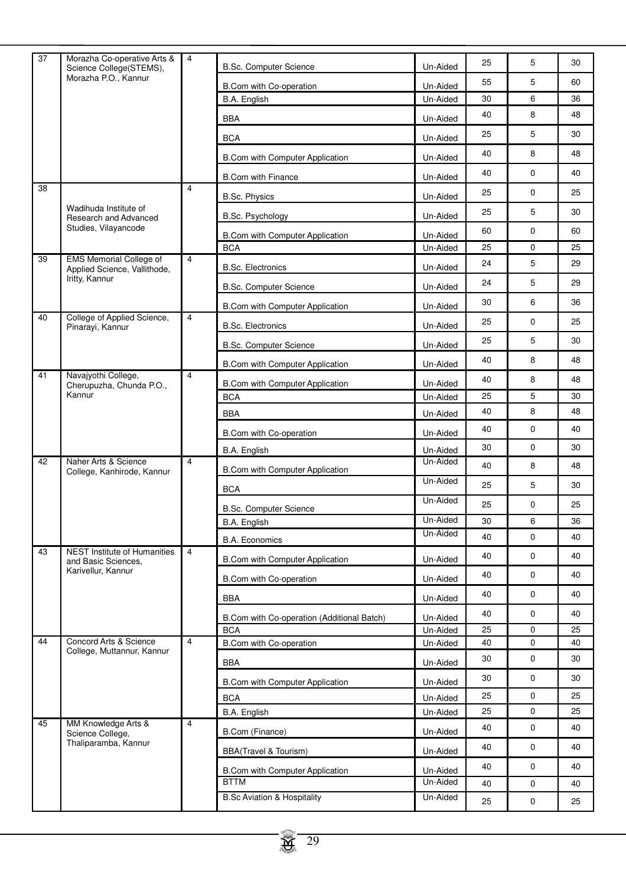| | | | | | | | |
|---|---|---|---|---|---|---|---|
| 37 | Morazha Co-operative Arts & Science College(STEMS), Morazha P.O., Kannur | 4 | B.Sc. Computer Science | Un-Aided | 25 | 5 | 30 |
| | | | B.Com with Co-operation | Un-Aided | 55 | 5 | 60 |
| | | | B.A. English | Un-Aided | 30 | 6 | 36 |
| | | | BBA | Un-Aided | 40 | 8 | 48 |
| | | | BCA | Un-Aided | 25 | 5 | 30 |
| | | | B.Com with Computer Application | Un-Aided | 40 | 8 | 48 |
| | | | B.Com with Finance | Un-Aided | 40 | 0 | 40 |
| 38 | Wadihuda Institute of Research and Advanced Studies, Vilayancode | 4 | B.Sc. Physics | Un-Aided | 25 | 0 | 25 |
| | | | B.Sc. Psychology | Un-Aided | 25 | 5 | 30 |
| | | | B.Com with Computer Application | Un-Aided | 60 | 0 | 60 |
| | | | BCA | Un-Aided | 25 | 0 | 25 |
| 39 | EMS Memorial College of Applied Science, Vallithode, Iritty, Kannur | 4 | B.Sc. Electronics | Un-Aided | 24 | 5 | 29 |
| | | | B.Sc. Computer Science | Un-Aided | 24 | 5 | 29 |
| | | | B.Com with Computer Application | Un-Aided | 30 | 6 | 36 |
| 40 | College of Applied Science, Pinarayi, Kannur | 4 | B.Sc. Electronics | Un-Aided | 25 | 0 | 25 |
| | | | B.Sc. Computer Science | Un-Aided | 25 | 5 | 30 |
| | | | B.Com with Computer Application | Un-Aided | 40 | 8 | 48 |
| 41 | Navajyothi College, Cherupuzha, Chunda P.O., Kannur | 4 | B.Com with Computer Application | Un-Aided | 40 | 8 | 48 |
| | | | BCA | Un-Aided | 25 | 5 | 30 |
| | | | BBA | Un-Aided | 40 | 8 | 48 |
| | | | B.Com with Co-operation | Un-Aided | 40 | 0 | 40 |
| | | | B.A. English | Un-Aided | 30 | 0 | 30 |
| 42 | Naher Arts & Science College, Kanhirode, Kannur | 4 | B.Com with Computer Application | Un-Aided | 40 | 8 | 48 |
| | | | BCA | Un-Aided | 25 | 5 | 30 |
| | | | B.Sc. Computer Science | Un-Aided | 25 | 0 | 25 |
| | | | B.A. English | Un-Aided | 30 | 6 | 36 |
| | | | B.A. Economics | Un-Aided | 40 | 0 | 40 |
| 43 | NEST Institute of Humanities and Basic Sciences, Karivellur, Kannur | 4 | B.Com with Computer Application | Un-Aided | 40 | 0 | 40 |
| | | | B.Com with Co-operation | Un-Aided | 40 | 0 | 40 |
| | | | BBA | Un-Aided | 40 | 0 | 40 |
| | | | B.Com with Co-operation (Additional Batch) | Un-Aided | 40 | 0 | 40 |
| | | | BCA | Un-Aided | 25 | 0 | 25 |
| 44 | Concord Arts & Science College, Muttannur, Kannur | 4 | B.Com with Co-operation | Un-Aided | 40 | 0 | 40 |
| | | | BBA | Un-Aided | 30 | 0 | 30 |
| | | | B.Com with Computer Application | Un-Aided | 30 | 0 | 30 |
| | | | BCA | Un-Aided | 25 | 0 | 25 |
| | | | B.A. English | Un-Aided | 25 | 0 | 25 |
| 45 | MM Knowledge Arts & Science College, Thaliparamba, Kannur | 4 | B.Com (Finance) | Un-Aided | 40 | 0 | 40 |
| | | | BBA(Travel & Tourism) | Un-Aided | 40 | 0 | 40 |
| | | | B.Com with Computer Application | Un-Aided | 40 | 0 | 40 |
| | | | BTTM | Un-Aided | 40 | 0 | 40 |
| | | | B.Sc Aviation & Hospitality | Un-Aided | 25 | 0 | 25 |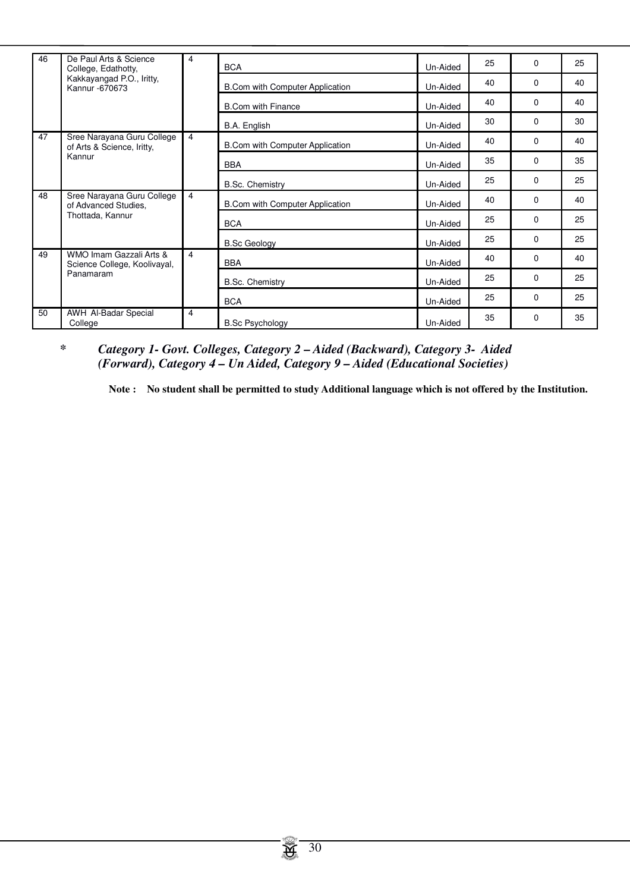| 46 | De Paul Arts & Science College, Edathotty, Kakkayangad P.O., Iritty, Kannur -670673 | 4 | BCA | Un-Aided | 25 | 0 | 25 |
|---|---|---|---|---|---|---|---|
| | | | B.Com with Computer Application | Un-Aided | 40 | 0 | 40 |
| | | | B.Com with Finance | Un-Aided | 40 | 0 | 40 |
| | | | B.A. English | Un-Aided | 30 | 0 | 30 |
| 47 | Sree Narayana Guru College of Arts & Science, Iritty, Kannur | 4 | B.Com with Computer Application | Un-Aided | 40 | 0 | 40 |
| | | | BBA | Un-Aided | 35 | 0 | 35 |
| | | | B.Sc. Chemistry | Un-Aided | 25 | 0 | 25 |
| 48 | Sree Narayana Guru College of Advanced Studies, Thottada, Kannur | 4 | B.Com with Computer Application | Un-Aided | 40 | 0 | 40 |
| | | | BCA | Un-Aided | 25 | 0 | 25 |
| | | | B.Sc Geology | Un-Aided | 25 | 0 | 25 |
| 49 | WMO Imam Gazzali Arts & Science College, Koolivayal, Panamaram | 4 | BBA | Un-Aided | 40 | 0 | 40 |
| | | | B.Sc. Chemistry | Un-Aided | 25 | 0 | 25 |
| | | | BCA | Un-Aided | 25 | 0 | 25 |
| 50 | AWH Al-Badar Special College | 4 | B.Sc Psychology | Un-Aided | 35 | 0 | 35 |

\* *Category 1- Govt. Colleges, Category 2 – Aided (Backward), Category 3- Aided (Forward), Category 4 – Un Aided, Category 9 – Aided (Educational Societies)*

**Note : No student shall be permitted to study Additional language which is not offered by the Institution.**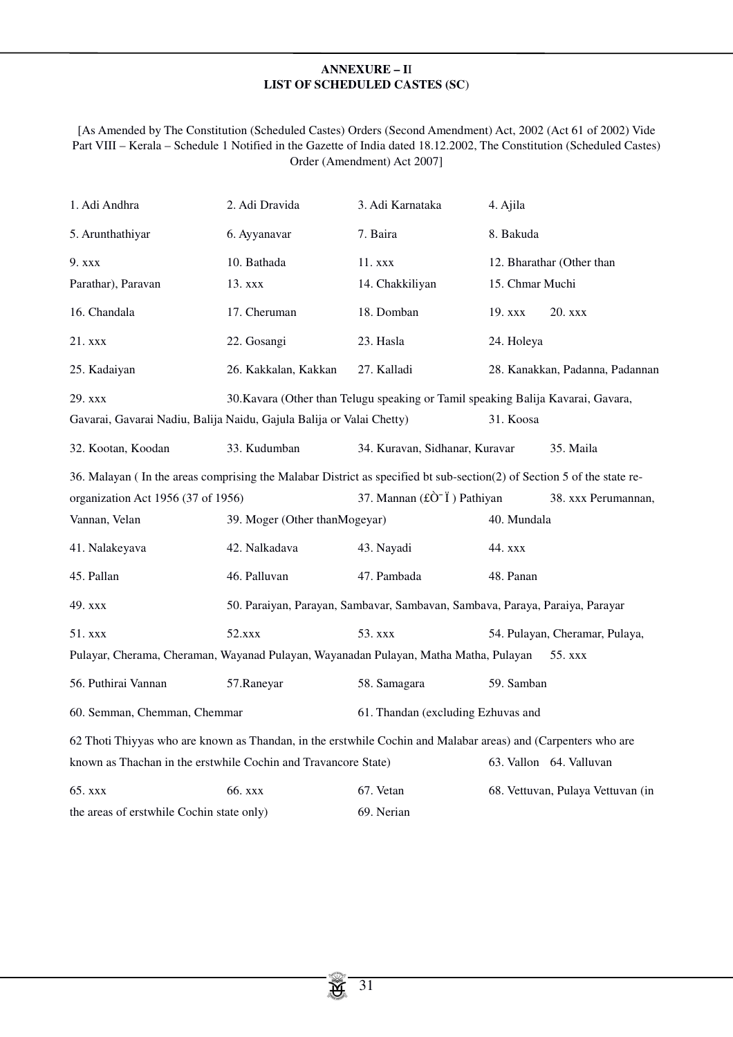**ANNEXURE – II**
**LIST OF SCHEDULED CASTES (SC)**

[As Amended by The Constitution (Scheduled Castes) Orders (Second Amendment) Act, 2002 (Act 61 of 2002) Vide Part VIII – Kerala – Schedule 1 Notified in the Gazette of India dated 18.12.2002, The Constitution (Scheduled Castes) Order (Amendment) Act 2007]

1. Adi Andhra 2. Adi Dravida 3. Adi Karnataka 4. Ajila

5. Arunthathiyar 6. Ayyanavar 7. Baira 8. Bakuda

9. xxx 10. Bathada 11. xxx 12. Bharathar (Other than Parathar), Paravan 13. xxx 14. Chakkiliyan 15. Chmar Muchi

16. Chandala 17. Cheruman 18. Domban 19. xxx 20. xxx

21. xxx 22. Gosangi 23. Hasla 24. Holeya

25. Kadaiyan 26. Kakkalan, Kakkan 27. Kalladi 28. Kanakkan, Padanna, Padannan

29. xxx 30.Kavara (Other than Telugu speaking or Tamil speaking Balija Kavarai, Gavara, Gavarai, Gavarai Nadiu, Balija Naidu, Gajula Balija or Valai Chetty) 31. Koosa

32. Kootan, Koodan 33. Kudumban 34. Kuravan, Sidhanar, Kuravar 35. Maila

36. Malayan ( In the areas comprising the Malabar District as specified bt sub-section(2) of Section 5 of the state re-organization Act 1956 (37 of 1956) 37. Mannan (£Ò¯Ï ) Pathiyan 38. xxx Perumannan, Vannan, Velan 39. Moger (Other thanMogeyar) 40. Mundala

41. Nalakeyava 42. Nalkadava 43. Nayadi 44. xxx

45. Pallan 46. Palluvan 47. Pambada 48. Panan

49. xxx 50. Paraiyan, Parayan, Sambavar, Sambavan, Sambava, Paraya, Paraiya, Parayar

51. xxx 52.xxx 53. xxx 54. Pulayan, Cheramar, Pulaya, Pulayar, Cherama, Cheraman, Wayanad Pulayan, Wayanadan Pulayan, Matha Matha, Pulayan 55. xxx

56. Puthirai Vannan 57.Raneyar 58. Samagara 59. Samban

60. Semman, Chemman, Chemmar 61. Thandan (excluding Ezhuvas and

62 Thoti Thiyyas who are known as Thandan, in the erstwhile Cochin and Malabar areas) and (Carpenters who are known as Thachan in the erstwhile Cochin and Travancore State) 63. Vallon 64. Valluvan

65. xxx 66. xxx 67. Vetan 68. Vettuvan, Pulaya Vettuvan (in the areas of erstwhile Cochin state only) 69. Nerian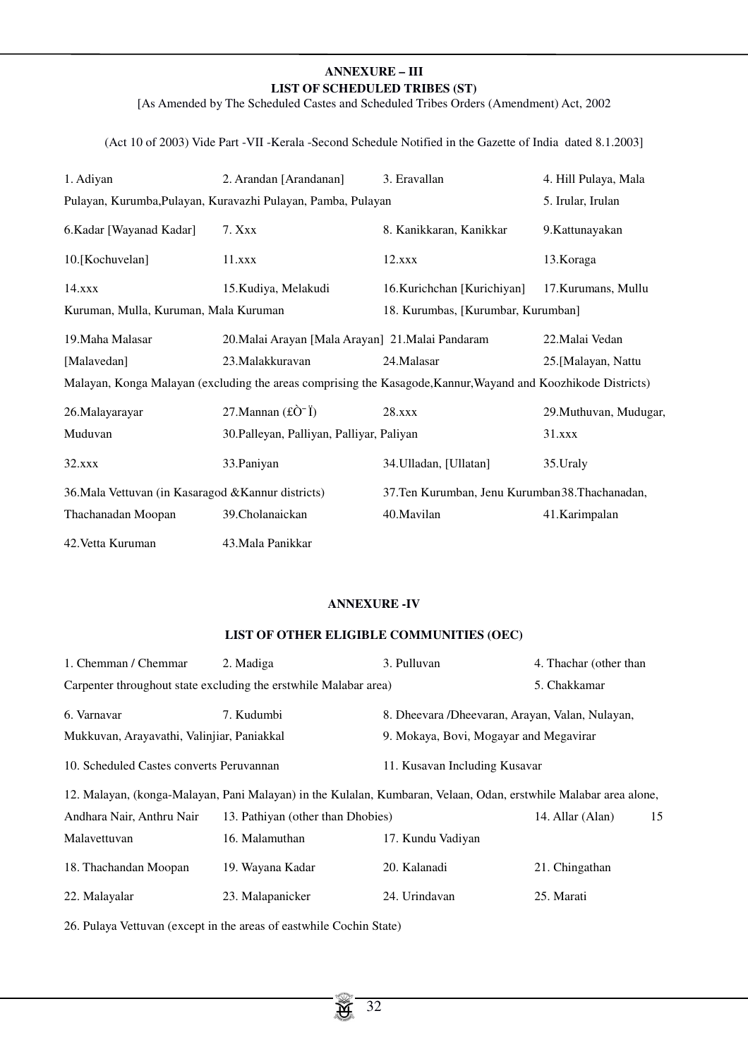## ANNEXURE – III

### LIST OF SCHEDULED TRIBES (ST)

[As Amended by The Scheduled Castes and Scheduled Tribes Orders (Amendment) Act, 2002

(Act 10 of 2003) Vide Part -VII -Kerala -Second Schedule Notified in the Gazette of India dated 8.1.2003]

1. Adiyan 2. Arandan [Arandanan] 3. Eravallan 4. Hill Pulaya, Mala Pulayan, Kurumba,Pulayan, Kuravazhi Pulayan, Pamba, Pulayan 5. Irular, Irulan

6.Kadar [Wayanad Kadar] 7. Xxx 8. Kanikkaran, Kanikkar 9.Kattunayakan

10.[Kochuvelan] 11.xxx 12.xxx 13.Koraga

14.xxx 15.Kudiya, Melakudi 16.Kurichchan [Kurichiyan] 17.Kurumans, Mullu Kuruman, Mulla, Kuruman, Mala Kuruman 18. Kurumbas, [Kurumbar, Kurumban]

19.Maha Malasar 20.Malai Arayan [Mala Arayan] 21.Malai Pandaram 22.Malai Vedan [Malavedan] 23.Malakkuravan 24.Malasar 25.[Malayan, Nattu Malayan, Konga Malayan (excluding the areas comprising the Kasagode,Kannur,Wayand and Koozhikode Districts)

26.Malayarayar 27.Mannan (£Ò¯Ï) 28.xxx 29.Muthuvan, Mudugar, Muduvan 30.Palleyan, Palliyan, Palliyar, Paliyan 31.xxx

32.xxx 33.Paniyan 34.Ulladan, [Ullatan] 35.Uraly

36.Mala Vettuvan (in Kasaragod &Kannur districts) 37.Ten Kurumban, Jenu Kurumban 38.Thachanadan, Thachanadan Moopan 39.Cholanaickan 40.Mavilan 41.Karimpalan

42.Vetta Kuruman 43.Mala Panikkar

## ANNEXURE -IV

### LIST OF OTHER ELIGIBLE COMMUNITIES (OEC)

1. Chemman / Chemmar 2. Madiga 3. Pulluvan 4. Thachar (other than Carpenter throughout state excluding the erstwhile Malabar area) 5. Chakkamar

6. Varnavar 7. Kudumbi 8. Dheevara /Dheevaran, Arayan, Valan, Nulayan, Mukkuvan, Arayavathi, Valinjiar, Paniakkal 9. Mokaya, Bovi, Mogayar and Megavirar

10. Scheduled Castes converts Peruvannan 11. Kusavan Including Kusavar

12. Malayan, (konga-Malayan, Pani Malayan) in the Kulalan, Kumbaran, Velaan, Odan, erstwhile Malabar area alone, Andhara Nair, Anthru Nair 13. Pathiyan (other than Dhobies) 14. Allar (Alan) 15 Malavettuvan 16. Malamuthan 17. Kundu Vadiyan

18. Thachandan Moopan 19. Wayana Kadar 20. Kalanadi 21. Chingathan

22. Malayalar 23. Malapanicker 24. Urindavan 25. Marati

26. Pulaya Vettuvan (except in the areas of eastwhile Cochin State)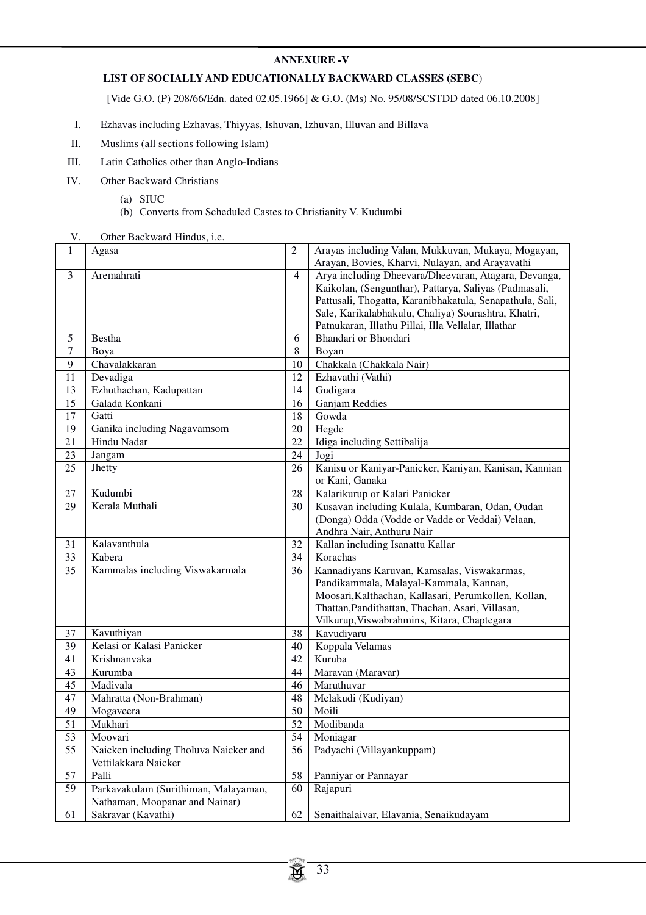## ANNEXURE -V

### LIST OF SOCIALLY AND EDUCATIONALLY BACKWARD CLASSES (SEBC)

[Vide G.O. (P) 208/66/Edn. dated 02.05.1966] & G.O. (Ms) No. 95/08/SCSTDD dated 06.10.2008]

I. Ezhavas including Ezhavas, Thiyyas, Ishuvan, Izhuvan, Illuvan and Billava

II. Muslims (all sections following Islam)

III. Latin Catholics other than Anglo-Indians

IV. Other Backward Christians

(a) SIUC

(b) Converts from Scheduled Castes to Christianity V. Kudumbi

V. Other Backward Hindus, i.e.

| | | | |
|---|---|---|---|
| 1 | Agasa | 2 | Arayas including Valan, Mukkuvan, Mukaya, Mogayan, Arayan, Bovies, Kharvi, Nulayan, and Arayavathi |
| 3 | Aremahrati | 4 | Arya including Dheevara/Dheevaran, Atagara, Devanga, Kaikolan, (Sengunthar), Pattarya, Saliyas (Padmasali, Pattusali, Thogatta, Karanibhakatula, Senapathula, Sali, Sale, Karikalabhakulu, Chaliya) Sourashtra, Khatri, Patnukaran, Illathu Pillai, Illa Vellalar, Illathar |
| 5 | Bestha | 6 | Bhandari or Bhondari |
| 7 | Boya | 8 | Boyan |
| 9 | Chavalakkaran | 10 | Chakkala (Chakkala Nair) |
| 11 | Devadiga | 12 | Ezhavathi (Vathi) |
| 13 | Ezhuthachan, Kadupattan | 14 | Gudigara |
| 15 | Galada Konkani | 16 | Ganjam Reddies |
| 17 | Gatti | 18 | Gowda |
| 19 | Ganika including Nagavamsom | 20 | Hegde |
| 21 | Hindu Nadar | 22 | Idiga including Settibalija |
| 23 | Jangam | 24 | Jogi |
| 25 | Jhetty | 26 | Kanisu or Kaniyar-Panicker, Kaniyan, Kanisan, Kannian or Kani, Ganaka |
| 27 | Kudumbi | 28 | Kalarikurup or Kalari Panicker |
| 29 | Kerala Muthali | 30 | Kusavan including Kulala, Kumbaran, Odan, Oudan (Donga) Odda (Vodde or Vadde or Veddai) Velaan, Andhra Nair, Anthuru Nair |
| 31 | Kalavanthula | 32 | Kallan including Isanattu Kallar |
| 33 | Kabera | 34 | Korachas |
| 35 | Kammalas including Viswakarmala | 36 | Kannadiyans Karuvan, Kamsalas, Viswakarmas, Pandikammala, Malayal-Kammala, Kannan, Moosari,Kalthachan, Kallasari, Perumkollen, Kollan, Thattan,Pandithattan, Thachan, Asari, Villasan, Vilkurup,Viswabrahmins, Kitara, Chaptegara |
| 37 | Kavuthiyan | 38 | Kavudiyaru |
| 39 | Kelasi or Kalasi Panicker | 40 | Koppala Velamas |
| 41 | Krishnanvaka | 42 | Kuruba |
| 43 | Kurumba | 44 | Maravan (Maravar) |
| 45 | Madivala | 46 | Maruthuvar |
| 47 | Mahratta (Non-Brahman) | 48 | Melakudi (Kudiyan) |
| 49 | Mogaveera | 50 | Moili |
| 51 | Mukhari | 52 | Modibanda |
| 53 | Moovari | 54 | Moniagar |
| 55 | Naicken including Tholuva Naicker and Vettilakkara Naicker | 56 | Padyachi (Villayankuppam) |
| 57 | Palli | 58 | Panniyar or Pannayar |
| 59 | Parkavakulam (Surithiman, Malayaman, Nathaman, Moopanar and Nainar) | 60 | Rajapuri |
| 61 | Sakravar (Kavathi) | 62 | Senaithalaivar, Elavania, Senaikudayam |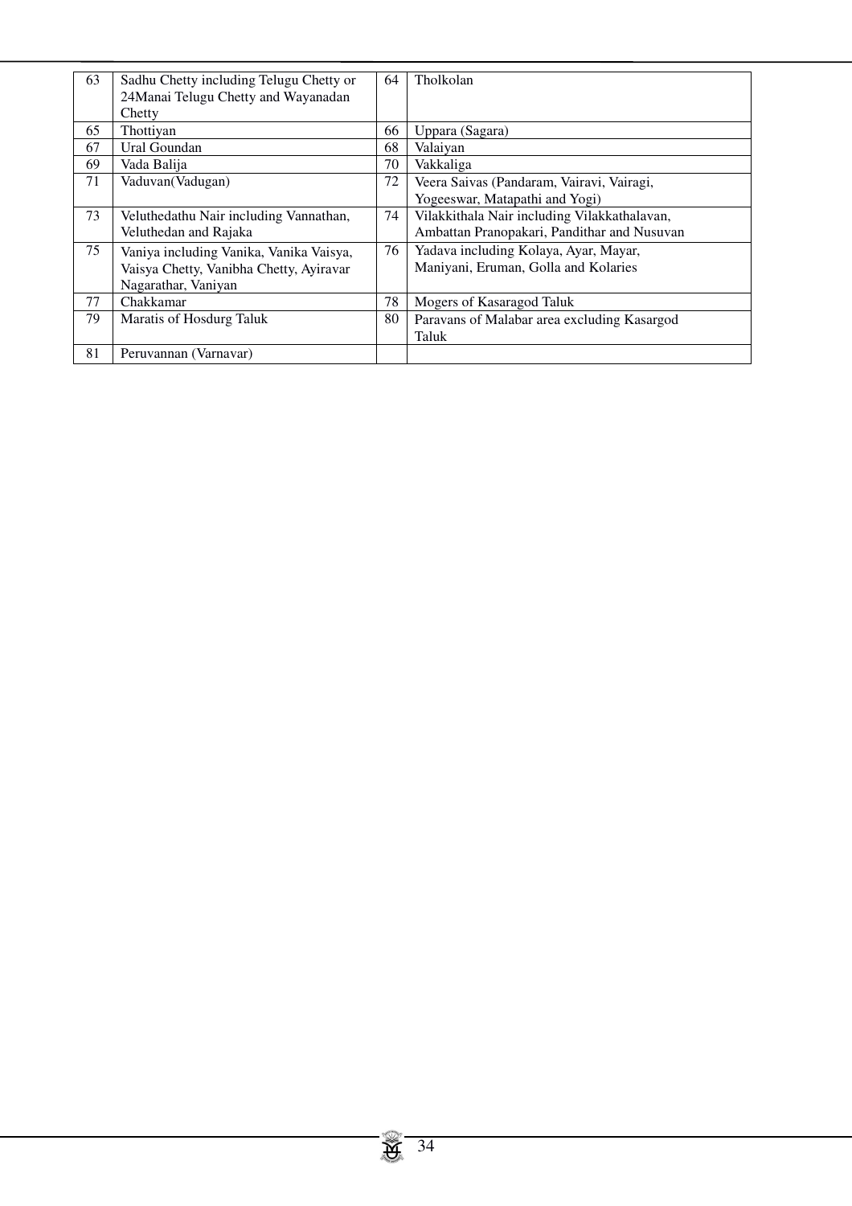| 63 | Sadhu Chetty including Telugu Chetty or 24Manai Telugu Chetty and Wayanadan Chetty | 64 | Tholkolan |
|---|---|---|---|
| 65 | Thottiyan | 66 | Uppara (Sagara) |
| 67 | Ural Goundan | 68 | Valaiyan |
| 69 | Vada Balija | 70 | Vakkaliga |
| 71 | Vaduvan(Vadugan) | 72 | Veera Saivas (Pandaram, Vairavi, Vairagi, Yogeeswar, Matapathi and Yogi) |
| 73 | Veluthedathu Nair including Vannathan, Veluthedan and Rajaka | 74 | Vilakkithala Nair including Vilakkathalavan, Ambattan Pranopakari, Pandithar and Nusuvan |
| 75 | Vaniya including Vanika, Vanika Vaisya, Vaisya Chetty, Vanibha Chetty, Ayiravar Nagarathar, Vaniyan | 76 | Yadava including Kolaya, Ayar, Mayar, Maniyani, Eruman, Golla and Kolaries |
| 77 | Chakkamar | 78 | Mogers of Kasaragod Taluk |
| 79 | Maratis of Hosdurg Taluk | 80 | Paravans of Malabar area excluding Kasargod Taluk |
| 81 | Peruvannan (Varnavar) | | |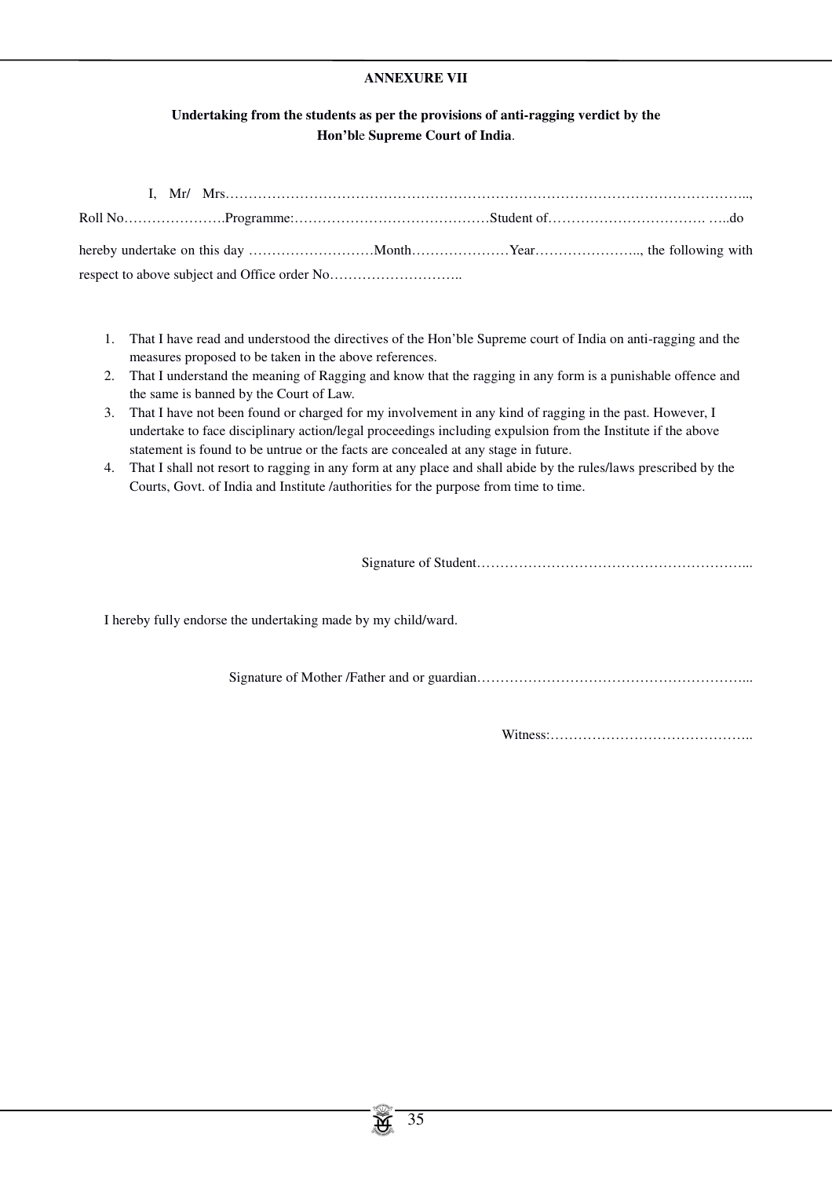**ANNEXURE VII**

**Undertaking from the students as per the provisions of anti-ragging verdict by the Hon'ble Supreme Court of India**.

I, Mr/ Mrs…………………………………………………………………………………………………..., Roll No………………….Programme:……………………………………Student of……………………………. …..do hereby undertake on this day ………………………Month…………………Year………………….., the following with respect to above subject and Office order No………………………..

1. That I have read and understood the directives of the Hon'ble Supreme court of India on anti-ragging and the measures proposed to be taken in the above references.
2. That I understand the meaning of Ragging and know that the ragging in any form is a punishable offence and the same is banned by the Court of Law.
3. That I have not been found or charged for my involvement in any kind of ragging in the past. However, I undertake to face disciplinary action/legal proceedings including expulsion from the Institute if the above statement is found to be untrue or the facts are concealed at any stage in future.
4. That I shall not resort to ragging in any form at any place and shall abide by the rules/laws prescribed by the Courts, Govt. of India and Institute /authorities for the purpose from time to time.

Signature of Student…………………………………………………...

I hereby fully endorse the undertaking made by my child/ward.

Signature of Mother /Father and or guardian…………………………………………………...

Witness:……………………………………..